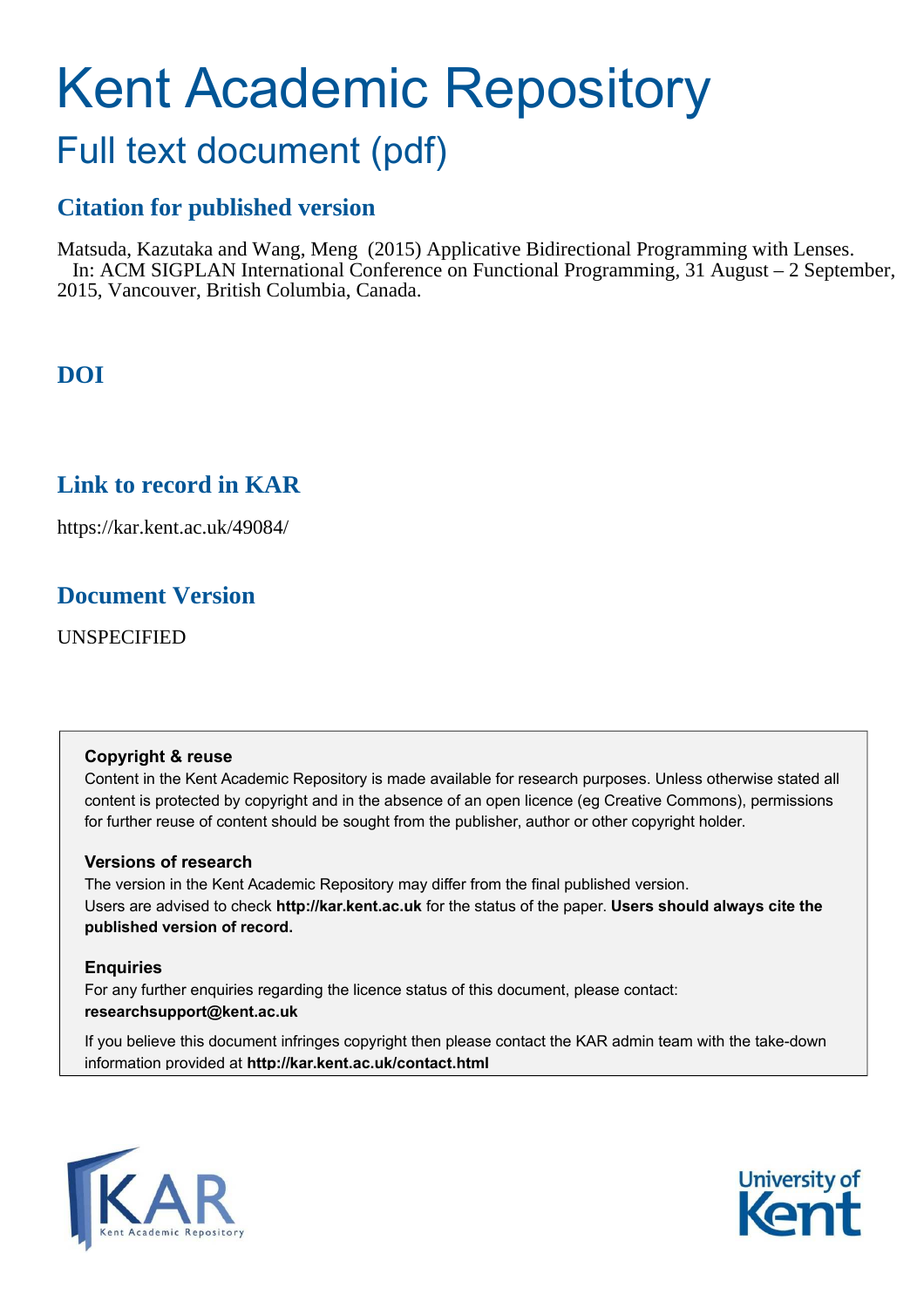# Kent Academic Repository

## Full text document (pdf)

### Citation for published version

Matsuda, Kazutaka and Wang, Meng (2015) Applicative Bidirectional Programming with Lenses. In: ACM SIGPLAN International Conference on Functional Programming, 31 August – 2 September, 2015, Vancouver, British Columbia, Canada.

### DOI

### Link to record in KAR

https://kar.kent.ac.uk/49084/

### Document Version

UNSPECIFIED

**Copyright & reuse**

Content in the Kent Academic Repository is made available for research purposes. Unless otherwise stated all content is protected by copyright and in the absence of an open licence (eg Creative Commons), permissions for further reuse of content should be sought from the publisher, author or other copyright holder.

**Versions of research**

The version in the Kent Academic Repository may differ from the final published version. Users are advised to check **http://kar.kent.ac.uk** for the status of the paper. **Users should always cite the published version of record.**

**Enquiries**

For any further enquiries regarding the licence status of this document, please contact: **researchsupport@kent.ac.uk**

If you believe this document infringes copyright then please contact the KAR admin team with the take-down information provided at **http://kar.kent.ac.uk/contact.html**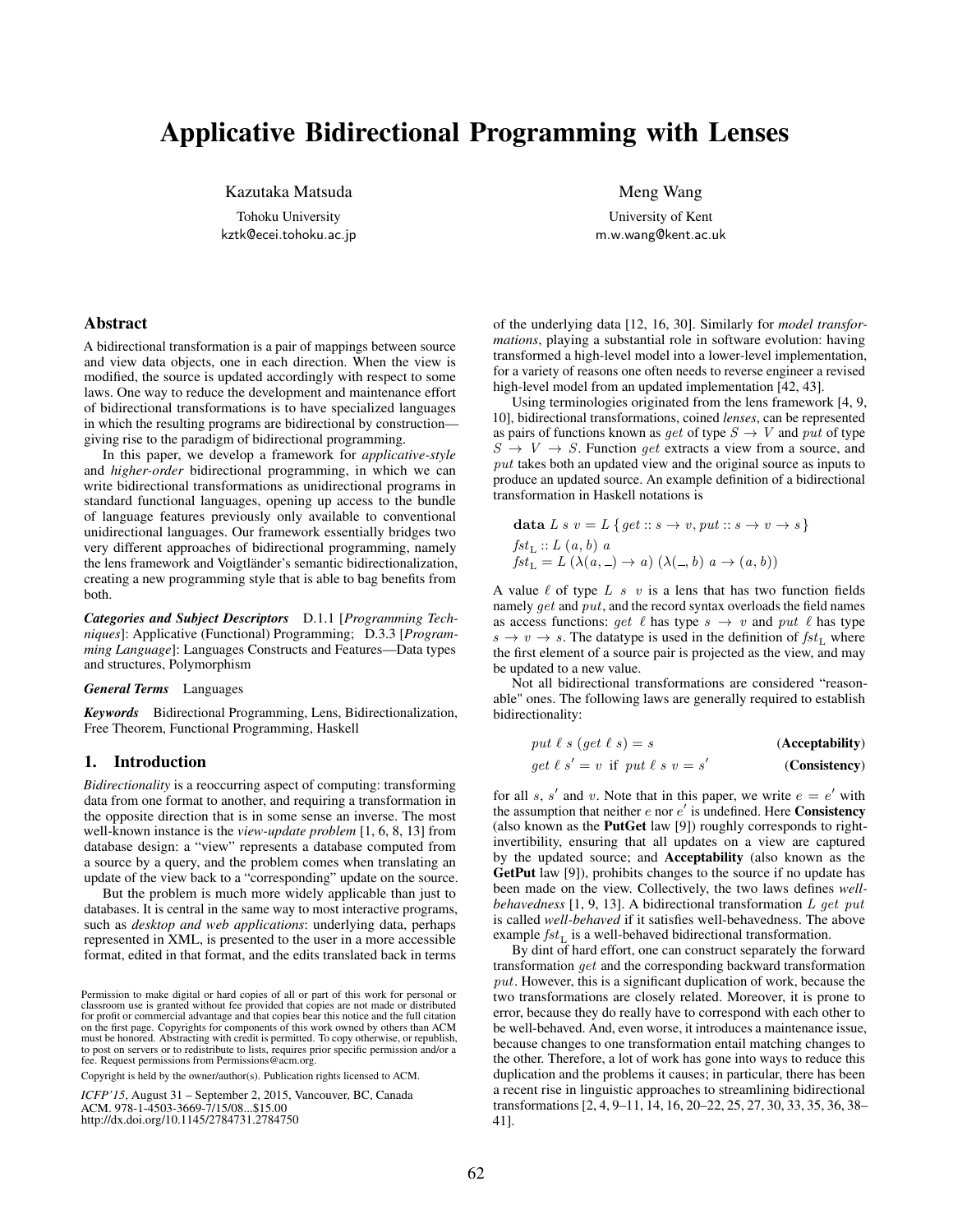# Applicative Bidirectional Programming with Lenses

Kazutaka Matsuda
Tohoku University
kztk@ecei.tohoku.ac.jp

Meng Wang
University of Kent
m.w.wang@kent.ac.uk

## Abstract

A bidirectional transformation is a pair of mappings between source and view data objects, one in each direction. When the view is modified, the source is updated accordingly with respect to some laws. One way to reduce the development and maintenance effort of bidirectional transformations is to have specialized languages in which the resulting programs are bidirectional by construction—giving rise to the paradigm of bidirectional programming.

In this paper, we develop a framework for *applicative-style* and *higher-order* bidirectional programming, in which we can write bidirectional transformations as unidirectional programs in standard functional languages, opening up access to the bundle of language features previously only available to conventional unidirectional languages. Our framework essentially bridges two very different approaches of bidirectional programming, namely the lens framework and Voigtländer's semantic bidirectionalization, creating a new programming style that is able to bag benefits from both.

***Categories and Subject Descriptors*** D.1.1 [*Programming Techniques*]: Applicative (Functional) Programming; D.3.3 [*Programming Language*]: Languages Constructs and Features—Data types and structures, Polymorphism

***General Terms*** Languages

***Keywords*** Bidirectional Programming, Lens, Bidirectionalization, Free Theorem, Functional Programming, Haskell

## 1. Introduction

*Bidirectionality* is a reoccurring aspect of computing: transforming data from one format to another, and requiring a transformation in the opposite direction that is in some sense an inverse. The most well-known instance is the *view-update problem* [1, 6, 8, 13] from database design: a "view" represents a database computed from a source by a query, and the problem comes when translating an update of the view back to a "corresponding" update on the source.

But the problem is much more widely applicable than just to databases. It is central in the same way to most interactive programs, such as *desktop and web applications*: underlying data, perhaps represented in XML, is presented to the user in a more accessible format, edited in that format, and the edits translated back in terms of the underlying data [12, 16, 30]. Similarly for *model transformations*, playing a substantial role in software evolution: having transformed a high-level model into a lower-level implementation, for a variety of reasons one often needs to reverse engineer a revised high-level model from an updated implementation [42, 43].

Using terminologies originated from the lens framework [4, 9, 10], bidirectional transformations, coined *lenses*, can be represented as pairs of functions known as $get$ of type $S \to V$ and $put$ of type $S \to V \to S$. Function $get$ extracts a view from a source, and $put$ takes both an updated view and the original source as inputs to produce an updated source. An example definition of a bidirectional transformation in Haskell notations is

$$\mathbf{data}\ L\ s\ v = L\ \{get :: s \to v, put :: s \to v \to s\}$$
$$fst_{\mathrm{L}} :: L\ (a, b)\ a$$
$$fst_{\mathrm{L}} = L\ (\lambda(a, \_) \to a)\ (\lambda(\_, b)\ a \to (a, b))$$

A value $\ell$ of type $L\ s\ v$ is a lens that has two function fields namely $get$ and $put$, and the record syntax overloads the field names as access functions: $get\ \ell$ has type $s \to v$ and $put\ \ell$ has type $s \to v \to s$. The datatype is used in the definition of $fst_{\mathrm{L}}$ where the first element of a source pair is projected as the view, and may be updated to a new value.

Not all bidirectional transformations are considered "reasonable" ones. The following laws are generally required to establish bidirectionality:

$$put\ \ell\ s\ (get\ \ell\ s) = s \qquad \textbf{(Acceptability)}$$
$$get\ \ell\ s' = v \ \text{ if }\ put\ \ell\ s\ v = s' \qquad \textbf{(Consistency)}$$

for all $s$, $s'$ and $v$. Note that in this paper, we write $e = e'$ with the assumption that neither $e$ nor $e'$ is undefined. Here **Consistency** (also known as the **PutGet** law [9]) roughly corresponds to right-invertibility, ensuring that all updates on a view are captured by the updated source; and **Acceptability** (also known as the **GetPut** law [9]), prohibits changes to the source if no update has been made on the view. Collectively, the two laws defines *well-behavedness* [1, 9, 13]. A bidirectional transformation $L\ get\ put$ is called *well-behaved* if it satisfies well-behavedness. The above example $fst_{\mathrm{L}}$ is a well-behaved bidirectional transformation.

By dint of hard effort, one can construct separately the forward transformation $get$ and the corresponding backward transformation $put$. However, this is a significant duplication of work, because the two transformations are closely related. Moreover, it is prone to error, because they do really have to correspond with each other to be well-behaved. And, even worse, it introduces a maintenance issue, because changes to one transformation entail matching changes to the other. Therefore, a lot of work has gone into ways to reduce this duplication and the problems it causes; in particular, there has been a recent rise in linguistic approaches to streamlining bidirectional transformations [2, 4, 9–11, 14, 16, 20–22, 25, 27, 30, 33, 35, 36, 38–41].

Permission to make digital or hard copies of all or part of this work for personal or classroom use is granted without fee provided that copies are not made or distributed for profit or commercial advantage and that copies bear this notice and the full citation on the first page. Copyrights for components of this work owned by others than ACM must be honored. Abstracting with credit is permitted. To copy otherwise, or republish, to post on servers or to redistribute to lists, requires prior specific permission and/or a fee. Request permissions from Permissions@acm.org.

Copyright is held by the owner/author(s). Publication rights licensed to ACM.

*ICFP'15*, August 31 – September 2, 2015, Vancouver, BC, Canada
ACM. 978-1-4503-3669-7/15/08...$15.00
http://dx.doi.org/10.1145/2784731.2784750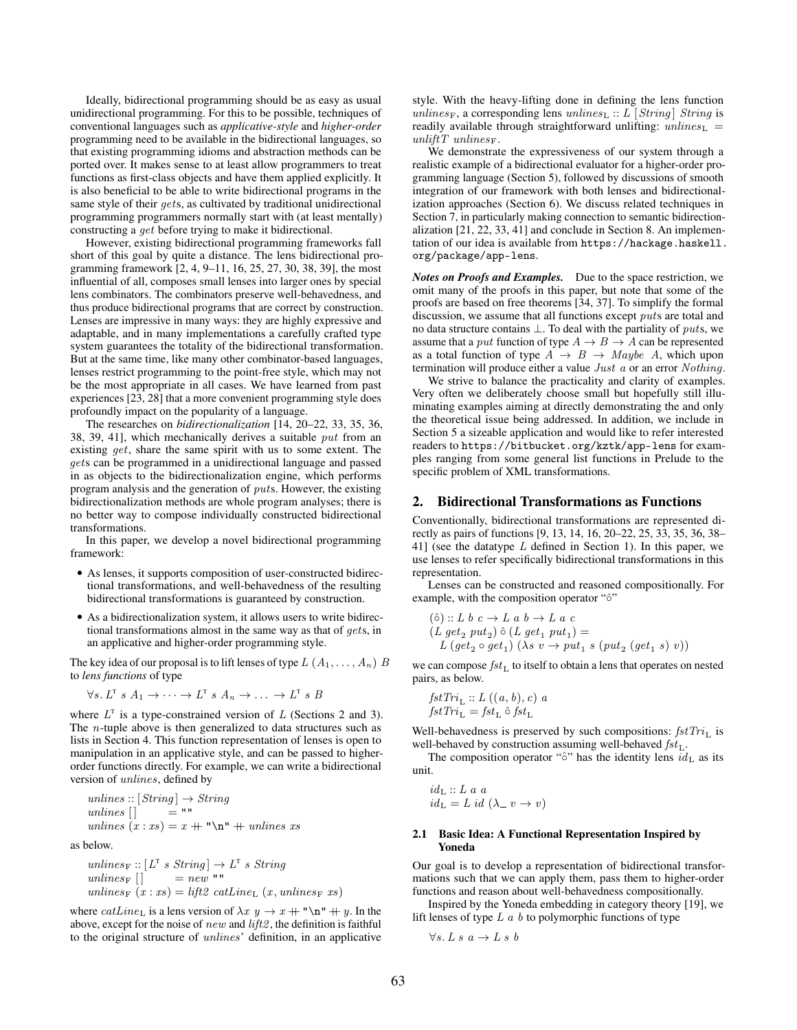Ideally, bidirectional programming should be as easy as usual unidirectional programming. For this to be possible, techniques of conventional languages such as *applicative-style* and *higher-order* programming need to be available in the bidirectional languages, so that existing programming idioms and abstraction methods can be ported over. It makes sense to at least allow programmers to treat functions as first-class objects and have them applied explicitly. It is also beneficial to be able to write bidirectional programs in the same style of their $get$s, as cultivated by traditional unidirectional programming programmers normally start with (at least mentally) constructing a $get$ before trying to make it bidirectional.

However, existing bidirectional programming frameworks fall short of this goal by quite a distance. The lens bidirectional programming framework [2, 4, 9–11, 16, 25, 27, 30, 38, 39], the most influential of all, composes small lenses into larger ones by special lens combinators. The combinators preserve well-behavedness, and thus produce bidirectional programs that are correct by construction. Lenses are impressive in many ways: they are highly expressive and adaptable, and in many implementations a carefully crafted type system guarantees the totality of the bidirectional transformation. But at the same time, like many other combinator-based languages, lenses restrict programming to the point-free style, which may not be the most appropriate in all cases. We have learned from past experiences [23, 28] that a more convenient programming style does profoundly impact on the popularity of a language.

The researches on *bidirectionalization* [14, 20–22, 33, 35, 36, 38, 39, 41], which mechanically derives a suitable $put$ from an existing $get$, share the same spirit with us to some extent. The $get$s can be programmed in a unidirectional language and passed in as objects to the bidirectionalization engine, which performs program analysis and the generation of $put$s. However, the existing bidirectionalization methods are whole program analyses; there is no better way to compose individually constructed bidirectional transformations.

In this paper, we develop a novel bidirectional programming framework:

- As lenses, it supports composition of user-constructed bidirectional transformations, and well-behavedness of the resulting bidirectional transformations is guaranteed by construction.
- As a bidirectionalization system, it allows users to write bidirectional transformations almost in the same way as that of $get$s, in an applicative and higher-order programming style.

The key idea of our proposal is to lift lenses of type $L\ (A_1, \ldots, A_n)\ B$ to *lens functions* of type

$$\forall s.\ L^{\mathsf{T}}\ s\ A_1 \to \cdots \to L^{\mathsf{T}}\ s\ A_n \to \ldots \to L^{\mathsf{T}}\ s\ B$$

where $L^{\mathsf{T}}$ is a type-constrained version of $L$ (Sections 2 and 3). The $n$-tuple above is then generalized to data structures such as lists in Section 4. This function representation of lenses is open to manipulation in an applicative style, and can be passed to higher-order functions directly. For example, we can write a bidirectional version of $unlines$, defined by

$$
\begin{aligned}
&unlines :: [String] \to String\\
&unlines\ []\qquad\ = \texttt{""}\\
&unlines\ (x : xs) = x +\!\!+ \texttt{"\textbackslash n"} +\!\!+ unlines\ xs
\end{aligned}
$$

as below.

$$
\begin{aligned}
&unlines_{\mathrm{F}} :: [L^{\mathsf{T}}\ s\ String] \to L^{\mathsf{T}}\ s\ String\\
&unlines_{\mathrm{F}}\ []\qquad\ = new\ \texttt{""}\\
&unlines_{\mathrm{F}}\ (x : xs) = lift2\ catLine_{\mathrm{L}}\ (x, unlines_{\mathrm{F}}\ xs)
\end{aligned}
$$

where $catLine_{\mathrm{L}}$ is a lens version of $\lambda x\ y \to x +\!\!+ \texttt{"\textbackslash n"} +\!\!+ y$. In the above, except for the noise of $new$ and $lift2$, the definition is faithful to the original structure of $unlines$' definition, in an applicative style. With the heavy-lifting done in defining the lens function $unlines_{\mathrm{F}}$, a corresponding lens $unlines_{\mathrm{L}} :: L\ [String]\ String$ is readily available through straightforward unlifting: $unlines_{\mathrm{L}} = unliftT\ unlines_{\mathrm{F}}$.

We demonstrate the expressiveness of our system through a realistic example of a bidirectional evaluator for a higher-order programming language (Section 5), followed by discussions of smooth integration of our framework with both lenses and bidirectionalization approaches (Section 6). We discuss related techniques in Section 7, in particularly making connection to semantic bidirectionalization [21, 22, 33, 41] and conclude in Section 8. An implementation of our idea is available from `https://hackage.haskell.org/package/app-lens`.

***Notes on Proofs and Examples.*** Due to the space restriction, we omit many of the proofs in this paper, but note that some of the proofs are based on free theorems [34, 37]. To simplify the formal discussion, we assume that all functions except $put$s are total and no data structure contains $\bot$. To deal with the partiality of $put$s, we assume that a $put$ function of type $A \to B \to A$ can be represented as a total function of type $A \to B \to Maybe\ A$, which upon termination will produce either a value $Just\ a$ or an error $Nothing$.

We strive to balance the practicality and clarity of examples. Very often we deliberately choose small but hopefully still illuminating examples aiming at directly demonstrating the and only the theoretical issue being addressed. In addition, we include in Section 5 a sizeable application and would like to refer interested readers to `https://bitbucket.org/kztk/app-lens` for examples ranging from some general list functions in Prelude to the specific problem of XML transformations.

## 2. Bidirectional Transformations as Functions

Conventionally, bidirectional transformations are represented directly as pairs of functions [9, 13, 14, 16, 20–22, 25, 33, 35, 36, 38–41] (see the datatype $L$ defined in Section 1). In this paper, we use lenses to refer specifically bidirectional transformations in this representation.

Lenses can be constructed and reasoned compositionally. For example, with the composition operator "$\hat{\circ}$"

$$
\begin{aligned}
&(\hat{\circ}) :: L\ b\ c \to L\ a\ b \to L\ a\ c\\
&(L\ get_2\ put_2)\ \hat{\circ}\ (L\ get_1\ put_1) =\\
&\quad L\ (get_2 \circ get_1)\ (\lambda s\ v \to put_1\ s\ (put_2\ (get_1\ s)\ v))
\end{aligned}
$$

we can compose $fst_{\mathrm{L}}$ to itself to obtain a lens that operates on nested pairs, as below.

$$
\begin{aligned}
&fstTri_{\mathrm{L}} :: L\ ((a, b), c)\ a\\
&fstTri_{\mathrm{L}} = fst_{\mathrm{L}}\ \hat{\circ}\ fst_{\mathrm{L}}
\end{aligned}
$$

Well-behavedness is preserved by such compositions: $fstTri_{\mathrm{L}}$ is well-behaved by construction assuming well-behaved $fst_{\mathrm{L}}$.

The composition operator "$\hat{\circ}$" has the identity lens $id_{\mathrm{L}}$ as its unit.

$$
\begin{aligned}
&id_{\mathrm{L}} :: L\ a\ a\\
&id_{\mathrm{L}} = L\ id\ (\lambda\_\ v \to v)
\end{aligned}
$$

### 2.1 Basic Idea: A Functional Representation Inspired by Yoneda

Our goal is to develop a representation of bidirectional transformations such that we can apply them, pass them to higher-order functions and reason about well-behavedness compositionally.

Inspired by the Yoneda embedding in category theory [19], we lift lenses of type $L\ a\ b$ to polymorphic functions of type

$$\forall s.\ L\ s\ a \to L\ s\ b$$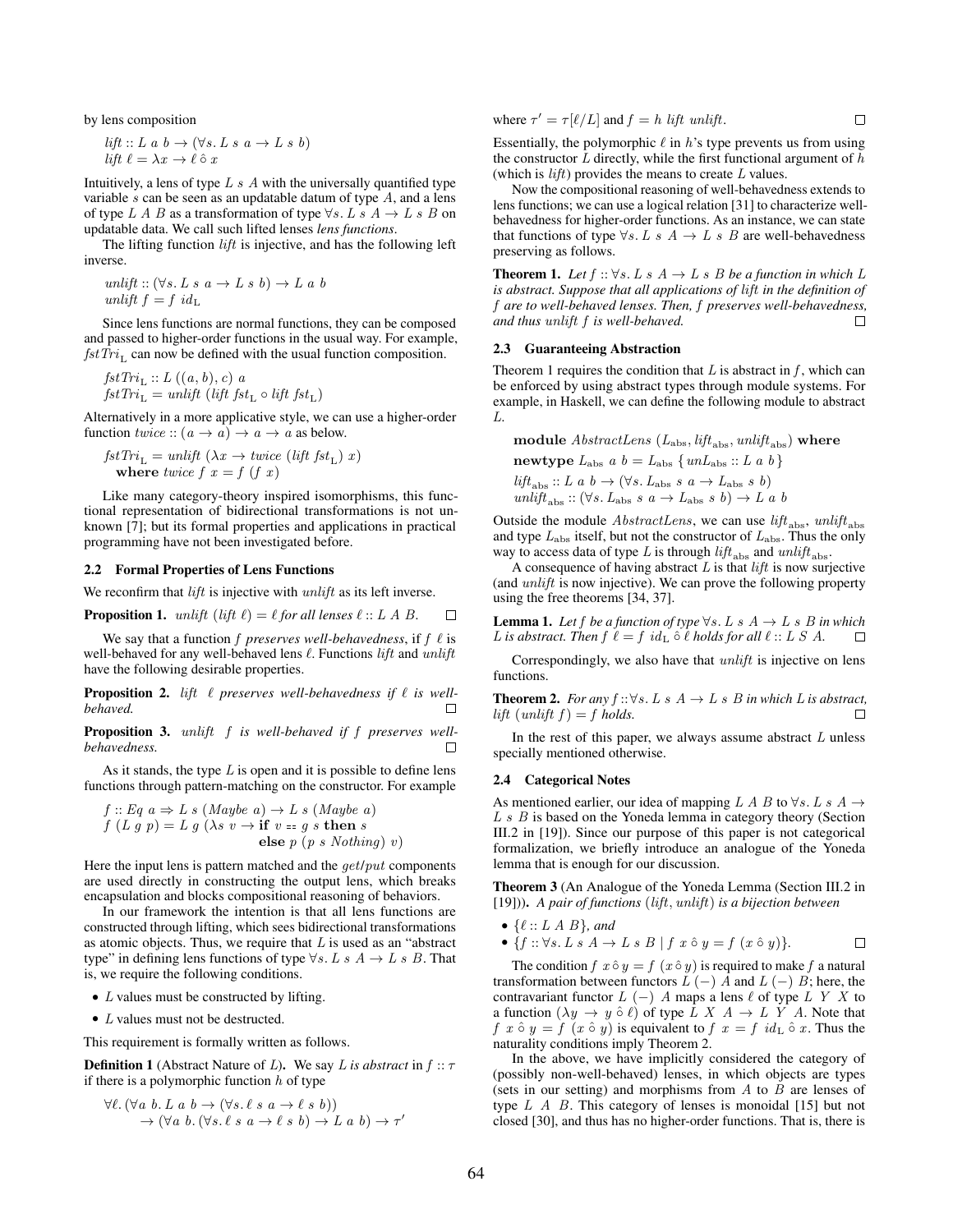by lens composition

$$
\begin{aligned}
&\mathit{lift} :: L\ a\ b \rightarrow (\forall s.\, L\ s\ a \rightarrow L\ s\ b)\\
&\mathit{lift}\ \ell = \lambda x \rightarrow \ell\ \hat{\circ}\ x
\end{aligned}
$$

Intuitively, a lens of type $L\ s\ A$ with the universally quantified type variable $s$ can be seen as an updatable datum of type $A$, and a lens of type $L\ A\ B$ as a transformation of type $\forall s.\, L\ s\ A \rightarrow L\ s\ B$ on updatable data. We call such lifted lenses *lens functions*.

The lifting function *lift* is injective, and has the following left inverse.

$$
\begin{aligned}
&\mathit{unlift} :: (\forall s.\, L\ s\ a \rightarrow L\ s\ b) \rightarrow L\ a\ b\\
&\mathit{unlift}\ f = f\ \mathit{id}_{\mathrm{L}}
\end{aligned}
$$

Since lens functions are normal functions, they can be composed and passed to higher-order functions in the usual way. For example, $\mathit{fstTri}_{\mathrm{L}}$ can now be defined with the usual function composition.

$$
\begin{aligned}
&\mathit{fstTri}_{\mathrm{L}} :: L\ ((a, b), c)\ a\\
&\mathit{fstTri}_{\mathrm{L}} = \mathit{unlift}\ (\mathit{lift}\ \mathit{fst}_{\mathrm{L}} \circ \mathit{lift}\ \mathit{fst}_{\mathrm{L}})
\end{aligned}
$$

Alternatively in a more applicative style, we can use a higher-order function $\mathit{twice} :: (a \rightarrow a) \rightarrow a \rightarrow a$ as below.

$$
\begin{aligned}
&\mathit{fstTri}_{\mathrm{L}} = \mathit{unlift}\ (\lambda x \rightarrow \mathit{twice}\ (\mathit{lift}\ \mathit{fst}_{\mathrm{L}})\ x)\\
&\quad \textbf{where}\ \mathit{twice}\ f\ x = f\ (f\ x)
\end{aligned}
$$

Like many category-theory inspired isomorphisms, this functional representation of bidirectional transformations is not unknown [7]; but its formal properties and applications in practical programming have not been investigated before.

### 2.2 Formal Properties of Lens Functions

We reconfirm that *lift* is injective with *unlift* as its left inverse.

**Proposition 1.** *$\mathit{unlift}\ (\mathit{lift}\ \ell) = \ell$ for all lenses $\ell :: L\ A\ B$.* □

We say that a function $f$ *preserves well-behavedness*, if $f\ \ell$ is well-behaved for any well-behaved lens $\ell$. Functions *lift* and *unlift* have the following desirable properties.

**Proposition 2.** *$\mathit{lift}\ \ \ell$ preserves well-behavedness if $\ell$ is well-behaved.* □

**Proposition 3.** *$\mathit{unlift}\ \ f$ is well-behaved if $f$ preserves well-behavedness.* □

As it stands, the type $L$ is open and it is possible to define lens functions through pattern-matching on the constructor. For example

$$
\begin{aligned}
&f :: Eq\ a \Rightarrow L\ s\ (\mathit{Maybe}\ a) \rightarrow L\ s\ (\mathit{Maybe}\ a)\\
&f\ (L\ g\ p) = L\ g\ (\lambda s\ v \rightarrow \textbf{if}\ v == g\ s\ \textbf{then}\ s\\
&\qquad\qquad\qquad\qquad\qquad\ \ \textbf{else}\ p\ (p\ s\ \mathit{Nothing})\ v)
\end{aligned}
$$

Here the input lens is pattern matched and the *get*/*put* components are used directly in constructing the output lens, which breaks encapsulation and blocks compositional reasoning of behaviors.

In our framework the intention is that all lens functions are constructed through lifting, which sees bidirectional transformations as atomic objects. Thus, we require that $L$ is used as an "abstract type" in defining lens functions of type $\forall s.\, L\ s\ A \rightarrow L\ s\ B$. That is, we require the following conditions.

- $L$ values must be constructed by lifting.
- $L$ values must not be destructed.

This requirement is formally written as follows.

**Definition 1** (Abstract Nature of $L$)**.** We say *$L$ is abstract* in $f :: \tau$ if there is a polymorphic function $h$ of type

$$
\begin{aligned}
&\forall \ell.\, (\forall a\ b.\, L\ a\ b \rightarrow (\forall s.\, \ell\ s\ a \rightarrow \ell\ s\ b))\\
&\quad \rightarrow (\forall a\ b.\, (\forall s.\, \ell\ s\ a \rightarrow \ell\ s\ b) \rightarrow L\ a\ b) \rightarrow \tau'
\end{aligned}
$$

where $\tau' = \tau[\ell/L]$ and $f = h\ \mathit{lift}\ \mathit{unlift}$. □

Essentially, the polymorphic $\ell$ in $h$'s type prevents us from using the constructor $L$ directly, while the first functional argument of $h$ (which is *lift*) provides the means to create $L$ values.

Now the compositional reasoning of well-behavedness extends to lens functions; we can use a logical relation [31] to characterize well-behavedness for higher-order functions. As an instance, we can state that functions of type $\forall s.\, L\ s\ A \rightarrow L\ s\ B$ are well-behavedness preserving as follows.

**Theorem 1.** *Let $f :: \forall s.\, L\ s\ A \rightarrow L\ s\ B$ be a function in which $L$ is abstract. Suppose that all applications of lift in the definition of $f$ are to well-behaved lenses. Then, $f$ preserves well-behavedness, and thus unlift $f$ is well-behaved.* □

### 2.3 Guaranteeing Abstraction

Theorem 1 requires the condition that $L$ is abstract in $f$, which can be enforced by using abstract types through module systems. For example, in Haskell, we can define the following module to abstract $L$.

$$
\begin{aligned}
&\textbf{module}\ \mathit{AbstractLens}\ (L_{\mathrm{abs}}, \mathit{lift}_{\mathrm{abs}}, \mathit{unlift}_{\mathrm{abs}})\ \textbf{where}\\
&\textbf{newtype}\ L_{\mathrm{abs}}\ a\ b = L_{\mathrm{abs}}\ \{\mathit{unL}_{\mathrm{abs}} :: L\ a\ b\}\\
&\mathit{lift}_{\mathrm{abs}} :: L\ a\ b \rightarrow (\forall s.\, L_{\mathrm{abs}}\ s\ a \rightarrow L_{\mathrm{abs}}\ s\ b)\\
&\mathit{unlift}_{\mathrm{abs}} :: (\forall s.\, L_{\mathrm{abs}}\ s\ a \rightarrow L_{\mathrm{abs}}\ s\ b) \rightarrow L\ a\ b
\end{aligned}
$$

Outside the module *AbstractLens*, we can use $\mathit{lift}_{\mathrm{abs}}$, $\mathit{unlift}_{\mathrm{abs}}$ and type $L_{\mathrm{abs}}$ itself, but not the constructor of $L_{\mathrm{abs}}$. Thus the only way to access data of type $L$ is through $\mathit{lift}_{\mathrm{abs}}$ and $\mathit{unlift}_{\mathrm{abs}}$.

A consequence of having abstract $L$ is that *lift* is now surjective (and *unlift* is now injective). We can prove the following property using the free theorems [34, 37].

**Lemma 1.** *Let $f$ be a function of type $\forall s.\, L\ s\ A \rightarrow L\ s\ B$ in which $L$ is abstract. Then $f\ \ell = f\ \mathit{id}_{\mathrm{L}}\ \hat{\circ}\ \ell$ holds for all $\ell :: L\ S\ A$.* □

Correspondingly, we also have that *unlift* is injective on lens functions.

**Theorem 2.** *For any $f :: \forall s.\, L\ s\ A \rightarrow L\ s\ B$ in which $L$ is abstract, $\mathit{lift}\ (\mathit{unlift}\ f) = f$ holds.* □

In the rest of this paper, we always assume abstract $L$ unless specially mentioned otherwise.

### 2.4 Categorical Notes

As mentioned earlier, our idea of mapping $L\ A\ B$ to $\forall s.\, L\ s\ A \rightarrow L\ s\ B$ is based on the Yoneda lemma in category theory (Section III.2 in [19]). Since our purpose of this paper is not categorical formalization, we briefly introduce an analogue of the Yoneda lemma that is enough for our discussion.

**Theorem 3** (An Analogue of the Yoneda Lemma (Section III.2 in [19]))**.** *A pair of functions (lift, unlift) is a bijection between*

- $\{\ell :: L\ A\ B\}$*, and*
- $\{f :: \forall s.\, L\ s\ A \rightarrow L\ s\ B \mid f\ x\ \hat{\circ}\ y = f\ (x\ \hat{\circ}\ y)\}$*.* □

The condition $f\ x\ \hat{\circ}\ y = f\ (x\ \hat{\circ}\ y)$ is required to make $f$ a natural transformation between functors $L\ (-)\ A$ and $L\ (-)\ B$; here, the contravariant functor $L\ (-)\ A$ maps a lens $\ell$ of type $L\ Y\ X$ to a function $(\lambda y \rightarrow y\ \hat{\circ}\ \ell)$ of type $L\ X\ A \rightarrow L\ Y\ A$. Note that $f\ x\ \hat{\circ}\ y = f\ (x\ \hat{\circ}\ y)$ is equivalent to $f\ x = f\ \mathit{id}_{\mathrm{L}}\ \hat{\circ}\ x$. Thus the naturality conditions imply Theorem 2.

In the above, we have implicitly considered the category of (possibly non-well-behaved) lenses, in which objects are types (sets in our setting) and morphisms from $A$ to $B$ are lenses of type $L\ A\ B$. This category of lenses is monoidal [15] but not closed [30], and thus has no higher-order functions. That is, there is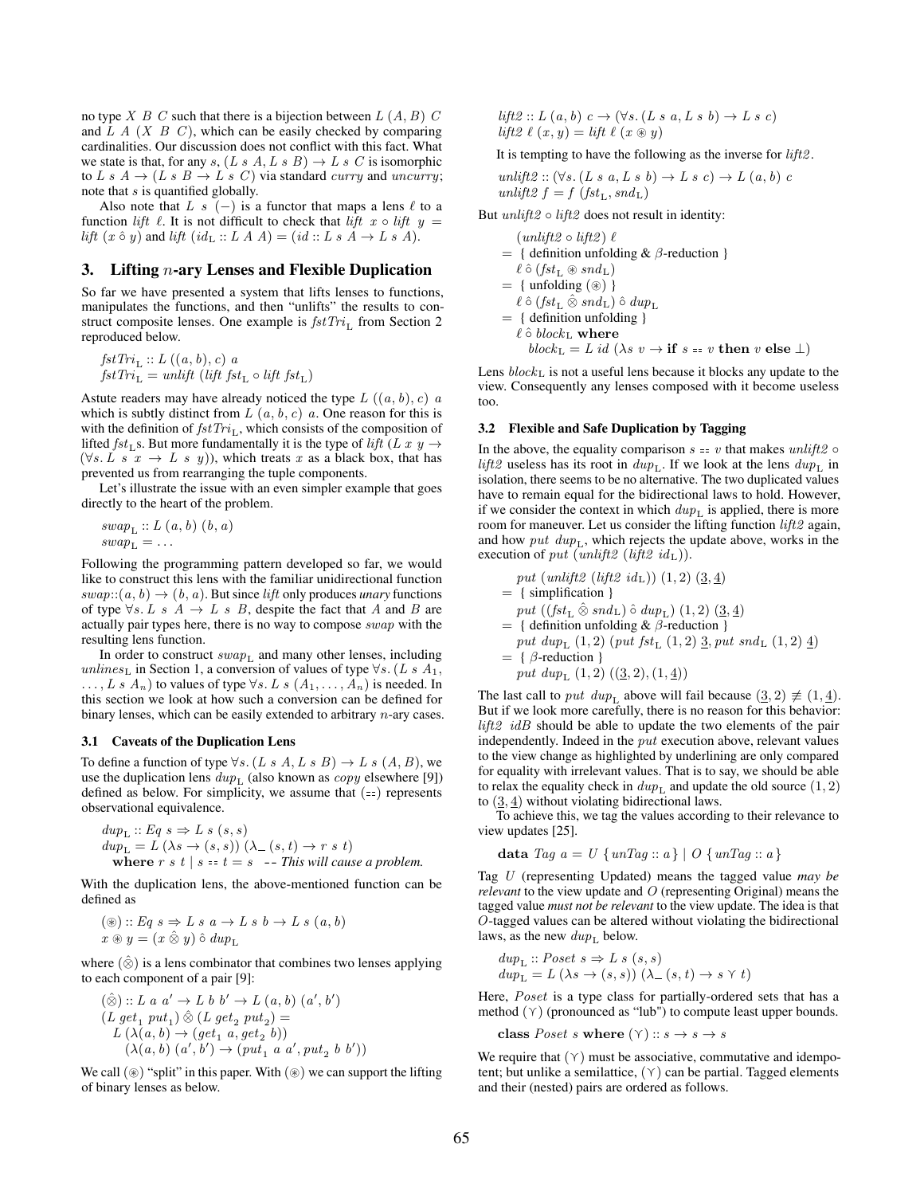no type $X\ B\ C$ such that there is a bijection between $L\ (A, B)\ C$ and $L\ A\ (X\ B\ C)$, which can be easily checked by comparing cardinalities. Our discussion does not conflict with this fact. What we state is that, for any $s$, $(L\ s\ A, L\ s\ B) \to L\ s\ C$ is isomorphic to $L\ s\ A \to (L\ s\ B \to L\ s\ C)$ via standard *curry* and *uncurry*; note that $s$ is quantified globally.

Also note that $L\ s\ (-)$ is a functor that maps a lens $\ell$ to a function *lift* $\ell$. It is not difficult to check that $\mathit{lift}\ x \circ \mathit{lift}\ y = \mathit{lift}\ (x \,\hat{\circ}\, y)$ and $\mathit{lift}\ (\mathit{id}_{\mathrm{L}} :: L\ A\ A) = (\mathit{id} :: L\ s\ A \to L\ s\ A)$.

## 3. Lifting $n$-ary Lenses and Flexible Duplication

So far we have presented a system that lifts lenses to functions, manipulates the functions, and then "unlifts" the results to construct composite lenses. One example is $\mathit{fstTri}_{\mathrm{L}}$ from Section 2 reproduced below.

```
fstTri_L :: L ((a, b), c) a
fstTri_L = unlift (lift fst_L ∘ lift fst_L)
```

Astute readers may have already noticed the type $L\ ((a, b), c)\ a$ which is subtly distinct from $L\ (a, b, c)\ a$. One reason for this is with the definition of $\mathit{fstTri}_{\mathrm{L}}$, which consists of the composition of lifted $\mathit{fst}_{\mathrm{L}}$s. But more fundamentally it is the type of $\mathit{lift}\ (L\ x\ y \to (\forall s. L\ s\ x \to L\ s\ y))$, which treats $x$ as a black box, that has prevented us from rearranging the tuple components.

Let's illustrate the issue with an even simpler example that goes directly to the heart of the problem.

```
swap_L :: L (a, b) (b, a)
swap_L = ...
```

Following the programming pattern developed so far, we would like to construct this lens with the familiar unidirectional function $\mathit{swap}{::}(a, b) \to (b, a)$. But since *lift* only produces *unary* functions of type $\forall s. L\ s\ A \to L\ s\ B$, despite the fact that $A$ and $B$ are actually pair types here, there is no way to compose *swap* with the resulting lens function.

In order to construct $\mathit{swap}_{\mathrm{L}}$ and many other lenses, including $\mathit{unlines}_{\mathrm{L}}$ in Section 1, a conversion of values of type $\forall s. (L\ s\ A_1, \ldots, L\ s\ A_n)$ to values of type $\forall s. L\ s\ (A_1, \ldots, A_n)$ is needed. In this section we look at how such a conversion can be defined for binary lenses, which can be easily extended to arbitrary $n$-ary cases.

### 3.1 Caveats of the Duplication Lens

To define a function of type $\forall s. (L\ s\ A, L\ s\ B) \to L\ s\ (A, B)$, we use the duplication lens $\mathit{dup}_{\mathrm{L}}$ (also known as *copy* elsewhere [9]) defined as below. For simplicity, we assume that $(==)$ represents observational equivalence.

```
dup_L :: Eq s ⇒ L s (s, s)
dup_L = L (λs → (s, s)) (λ_ (s, t) → r s t)
  where r s t | s == t = s   -- This will cause a problem.
```

With the duplication lens, the above-mentioned function can be defined as

```
(⊛) :: Eq s ⇒ L s a → L s b → L s (a, b)
x ⊛ y = (x ⊗̂ y) ∘̂ dup_L
```

where $(\hat{\otimes})$ is a lens combinator that combines two lenses applying to each component of a pair [9]:

```
(⊗̂) :: L a a' → L b b' → L (a, b) (a', b')
(L get_1 put_1) ⊗̂ (L get_2 put_2) =
  L (λ(a, b) → (get_1 a, get_2 b))
    (λ(a, b) (a', b') → (put_1 a a', put_2 b b'))
```

We call $(\circledast)$ "split" in this paper. With $(\circledast)$ we can support the lifting of binary lenses as below.

```
lift2 :: L (a, b) c → (∀s. (L s a, L s b) → L s c)
lift2 ℓ (x, y) = lift ℓ (x ⊛ y)
```

It is tempting to have the following as the inverse for *lift2*.

```
unlift2 :: (∀s. (L s a, L s b) → L s c) → L (a, b) c
unlift2 f = f (fst_L, snd_L)
```

But $\mathit{unlift2} \circ \mathit{lift2}$ does not result in identity:

```
   (unlift2 ∘ lift2) ℓ
=  { definition unfolding & β-reduction }
   ℓ ∘̂ (fst_L ⊛ snd_L)
=  { unfolding (⊛) }
   ℓ ∘̂ (fst_L ⊗̂ snd_L) ∘̂ dup_L
=  { definition unfolding }
   ℓ ∘̂ block_L where
     block_L = L id (λs v → if s == v then v else ⊥)
```

Lens $\mathit{block}_{\mathrm{L}}$ is not a useful lens because it blocks any update to the view. Consequently any lenses composed with it become useless too.

### 3.2 Flexible and Safe Duplication by Tagging

In the above, the equality comparison $s == v$ that makes $\mathit{unlift2} \circ \mathit{lift2}$ useless has its root in $\mathit{dup}_{\mathrm{L}}$. If we look at the lens $\mathit{dup}_{\mathrm{L}}$ in isolation, there seems to be no alternative. The two duplicated values have to remain equal for the bidirectional laws to hold. However, if we consider the context in which $\mathit{dup}_{\mathrm{L}}$ is applied, there is more room for maneuver. Let us consider the lifting function *lift2* again, and how $\mathit{put}\ \mathit{dup}_{\mathrm{L}}$, which rejects the update above, works in the execution of $\mathit{put}\ (\mathit{unlift2}\ (\mathit{lift2}\ \mathit{id}_{\mathrm{L}}))$.

```
   put (unlift2 (lift2 id_L)) (1, 2) (3̲, 4̲)
=  { simplification }
   put ((fst_L ⊗̂ snd_L) ∘̂ dup_L) (1, 2) (3̲, 4̲)
=  { definition unfolding & β-reduction }
   put dup_L (1, 2) (put fst_L (1, 2) 3̲, put snd_L (1, 2) 4̲)
=  { β-reduction }
   put dup_L (1, 2) ((3̲, 2), (1, 4̲))
```

The last call to $\mathit{put}\ \mathit{dup}_{\mathrm{L}}$ above will fail because $(\underline{3}, 2) \not\equiv (1, \underline{4})$. But if we look more carefully, there is no reason for this behavior: $\mathit{lift2}\ \mathit{idB}$ should be able to update the two elements of the pair independently. Indeed in the *put* execution above, relevant values to the view change as highlighted by underlining are only compared for equality with irrelevant values. That is to say, we should be able to relax the equality check in $\mathit{dup}_{\mathrm{L}}$ and update the old source $(1, 2)$ to $(\underline{3}, \underline{4})$ without violating bidirectional laws.

To achieve this, we tag the values according to their relevance to view updates [25].

```
data Tag a = U {unTag :: a} | O {unTag :: a}
```

Tag $U$ (representing Updated) means the tagged value *may be relevant* to the view update and $O$ (representing Original) means the tagged value *must not be relevant* to the view update. The idea is that $O$-tagged values can be altered without violating the bidirectional laws, as the new $\mathit{dup}_{\mathrm{L}}$ below.

```
dup_L :: Poset s ⇒ L s (s, s)
dup_L = L (λs → (s, s)) (λ_ (s, t) → s ⋎ t)
```

Here, *Poset* is a type class for partially-ordered sets that has a method $(\curlyvee)$ (pronounced as "lub") to compute least upper bounds.

```
class Poset s where (⋎) :: s → s → s
```

We require that $(\curlyvee)$ must be associative, commutative and idempotent; but unlike a semilattice, $(\curlyvee)$ can be partial. Tagged elements and their (nested) pairs are ordered as follows.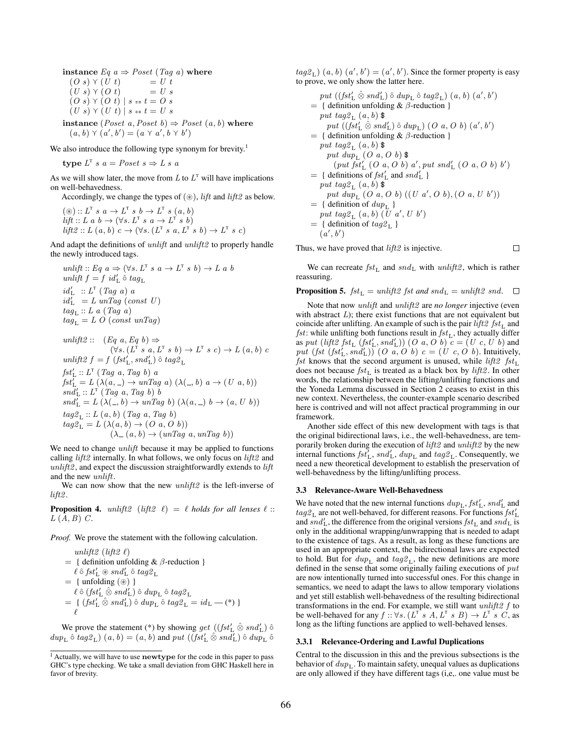```
instance Eq a ⇒ Poset (Tag a) where
  (O s) ⋎ (U t)         = U t
  (U s) ⋎ (O t)         = U s
  (O s) ⋎ (O t) | s == t = O s
  (U s) ⋎ (U t) | s == t = U s
instance (Poset a, Poset b) ⇒ Poset (a, b) where
  (a, b) ⋎ (a′, b′) = (a ⋎ a′, b ⋎ b′)
```

We also introduce the following type synonym for brevity.[1]

```
type L^T s a = Poset s ⇒ L s a
```

As we will show later, the move from $L$ to $L^{\mathrm{T}}$ will have implications on well-behavedness.

Accordingly, we change the types of $(\circledast)$, *lift* and *lift2* as below.

```
(⊛) :: L^T s a → L^T s b → L^T s (a, b)
lift :: L a b → (∀s. L^T s a → L^T s b)
lift2 :: L (a, b) c → (∀s. (L^T s a, L^T s b) → L^T s c)
```

And adapt the definitions of *unlift* and *unlift2* to properly handle the newly introduced tags.

```
unlift :: Eq a ⇒ (∀s. L^T s a → L^T s b) → L a b
unlift f = f id′_L ∘̂ tag_L
id′_L :: L^T (Tag a) a
id′_L = L unTag (const U)
tag_L :: L a (Tag a)
tag_L = L O (const unTag)

unlift2 :: (Eq a, Eq b) ⇒
           (∀s. (L^T s a, L^T s b) → L^T s c) → L (a, b) c
unlift2 f = f (fst′_L, snd′_L) ∘̂ tag2_L
fst′_L :: L^T (Tag a, Tag b) a
fst′_L = L (λ(a, _) → unTag a) (λ(_, b) a → (U a, b))
snd′_L :: L^T (Tag a, Tag b) b
snd′_L = L (λ(_, b) → unTag b) (λ(a, _) b → (a, U b))
tag2_L :: L (a, b) (Tag a, Tag b)
tag2_L = L (λ(a, b) → (O a, O b))
           (λ_ (a, b) → (unTag a, unTag b))
```

We need to change *unlift* because it may be applied to functions calling *lift2* internally. In what follows, we only focus on *lift2* and *unlift2*, and expect the discussion straightforwardly extends to *lift* and the new *unlift*.

We can now show that the new *unlift2* is the left-inverse of *lift2*.

**Proposition 4.** *unlift2* (*lift2* $\ell$) $= \ell$ *holds for all lenses* $\ell :: L\,(A, B)\,C$.

*Proof.* We prove the statement with the following calculation.

```
   unlift2 (lift2 ℓ)
=  { definition unfolding & β-reduction }
   ℓ ∘̂ fst′_L ⊛ snd′_L ∘̂ tag2_L
=  { unfolding (⊛) }
   ℓ ∘̂ (fst′_L ⊗̂ snd′_L) ∘̂ dup_L ∘̂ tag2_L
=  { (fst′_L ⊗̂ snd′_L) ∘̂ dup_L ∘̂ tag2_L = id_L — (*) }
   ℓ
```

We prove the statement (*) by showing $get\ ((fst'_{\mathrm{L}} \mathbin{\hat{\otimes}} snd'_{\mathrm{L}}) \mathbin{\hat{\circ}} dup_{\mathrm{L}} \mathbin{\hat{\circ}} tag2_{\mathrm{L}})\ (a, b) = (a, b)$ and $put\ ((fst'_{\mathrm{L}} \mathbin{\hat{\otimes}} snd'_{\mathrm{L}}) \mathbin{\hat{\circ}} dup_{\mathrm{L}} \mathbin{\hat{\circ}} tag2_{\mathrm{L}})\ (a, b)\ (a', b') = (a', b')$. Since the former property is easy to prove, we only show the latter here.

```
   put ((fst′_L ⊗̂ snd′_L) ∘̂ dup_L ∘̂ tag2_L) (a, b) (a′, b′)
=  { definition unfolding & β-reduction }
   put tag2_L (a, b) $
     put ((fst′_L ⊗̂ snd′_L) ∘̂ dup_L) (O a, O b) (a′, b′)
=  { definition unfolding & β-reduction }
   put tag2_L (a, b) $
     put dup_L (O a, O b) $
       (put fst′_L (O a, O b) a′, put snd′_L (O a, O b) b′)
=  { definitions of fst′_L and snd′_L }
   put tag2_L (a, b) $
     put dup_L (O a, O b) ((U a′, O b), (O a, U b′))
=  { definition of dup_L }
   put tag2_L (a, b) (U a′, U b′)
=  { definition of tag2_L }
   (a′, b′)
```

Thus, we have proved that *lift2* is injective. □

We can recreate $fst_{\mathrm{L}}$ and $snd_{\mathrm{L}}$ with *unlift2*, which is rather reassuring.

**Proposition 5.** $fst_{\mathrm{L}} = unlift2\ fst$ *and* $snd_{\mathrm{L}} = unlift2\ snd$. □

Note that now *unlift* and *unlift2* are *no longer* injective (even with abstract $L$); there exist functions that are not equivalent but coincide after unlifting. An example of such is the pair *lift2* $fst_{\mathrm{L}}$ and *fst*: while unlifting both functions result in $fst_{\mathrm{L}}$, they actually differ as $put\ (lift2\ fst_{\mathrm{L}}\ (fst'_{\mathrm{L}}, snd'_{\mathrm{L}}))\ (O\ a, O\ b)\ c = (U\ c, U\ b)$ and $put\ (fst\ (fst'_{\mathrm{L}}, snd'_{\mathrm{L}}))\ (O\ a, O\ b)\ c = (U\ c, O\ b)$. Intuitively, *fst* knows that the second argument is unused, while *lift2* $fst_{\mathrm{L}}$ does not because $fst_{\mathrm{L}}$ is treated as a black box by *lift2*. In other words, the relationship between the lifting/unlifting functions and the Yoneda Lemma discussed in Section 2 ceases to exist in this new context. Nevertheless, the counter-example scenario described here is contrived and will not affect practical programming in our framework.

Another side effect of this new development with tags is that the original bidirectional laws, i.e., the well-behavedness, are temporarily broken during the execution of *lift2* and *unlift2* by the new internal functions $fst'_{\mathrm{L}}$, $snd'_{\mathrm{L}}$, $dup_{\mathrm{L}}$ and $tag2_{\mathrm{L}}$. Consequently, we need a new theoretical development to establish the preservation of well-behavedness by the lifting/unlifting process.

### 3.3 Relevance-Aware Well-Behavedness

We have noted that the new internal functions $dup_{\mathrm{L}}$, $fst'_{\mathrm{L}}$, $snd'_{\mathrm{L}}$ and $tag2_{\mathrm{L}}$ are not well-behaved, for different reasons. For functions $fst'_{\mathrm{L}}$ and $snd'_{\mathrm{L}}$, the difference from the original versions $fst_{\mathrm{L}}$ and $snd_{\mathrm{L}}$ is only in the additional wrapping/unwrapping that is needed to adapt to the existence of tags. As a result, as long as these functions are used in an appropriate context, the bidirectional laws are expected to hold. But for $dup_{\mathrm{L}}$ and $tag2_{\mathrm{L}}$, the new definitions are more defined in the sense that some originally failing executions of *put* are now intentionally turned into successful ones. For this change in semantics, we need to adapt the laws to allow temporary violations and yet still establish well-behavedness of the resulting bidirectional transformations in the end. For example, we still want *unlift2* $f$ to be well-behaved for any $f :: \forall s. (L^{\mathrm{T}}\ s\ A, L^{\mathrm{T}}\ s\ B) \to L^{\mathrm{T}}\ s\ C$, as long as the lifting functions are applied to well-behaved lenses.

#### 3.3.1 Relevance-Ordering and Lawful Duplications

Central to the discussion in this and the previous subsections is the behavior of $dup_{\mathrm{L}}$. To maintain safety, unequal values as duplications are only allowed if they have different tags (i,e,. one value must be

[1] Actually, we will have to use **newtype** for the code in this paper to pass GHC's type checking. We take a small deviation from GHC Haskell here in favor of brevity.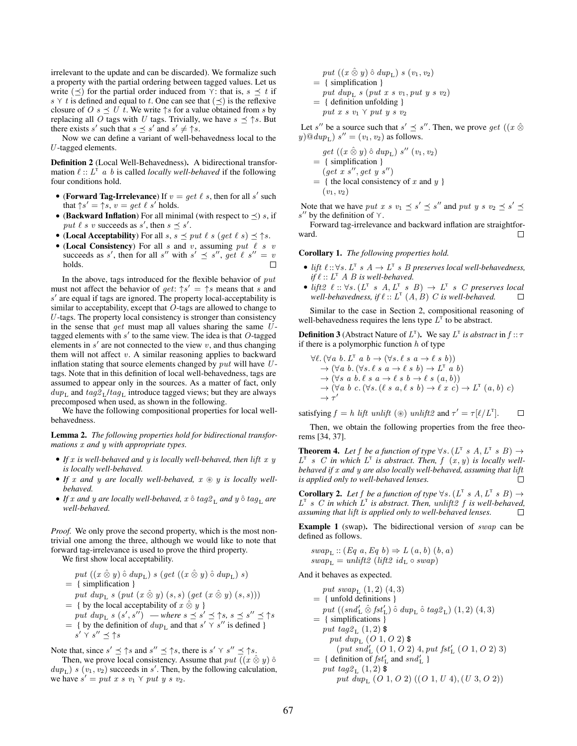irrelevant to the update and can be discarded). We formalize such a property with the partial ordering between tagged values. Let us write $(\preceq)$ for the partial order induced from $\curlyvee$: that is, $s \preceq t$ if $s \curlyvee t$ is defined and equal to $t$. One can see that $(\preceq)$ is the reflexive closure of $O\ s \preceq U\ t$. We write $\uparrow s$ for a value obtained from $s$ by replacing all $O$ tags with $U$ tags. Trivially, we have $s \preceq \uparrow s$. But there exists $s'$ such that $s \preceq s'$ and $s' \neq \uparrow s$.

Now we can define a variant of well-behavedness local to the $U$-tagged elements.

**Definition 2** (Local Well-Behavedness). A bidirectional transformation $\ell :: L^{\mathsf{T}}\ a\ b$ is called *locally well-behaved* if the following four conditions hold.

- (**Forward Tag-Irrelevance**) If $v = \mathit{get}\ \ell\ s$, then for all $s'$ such that $\uparrow s' = \uparrow s$, $v = \mathit{get}\ \ell\ s'$ holds.
- (**Backward Inflation**) For all minimal (with respect to $\preceq$) $s$, if $\mathit{put}\ \ell\ s\ v$ succeeds as $s'$, then $s \preceq s'$.
- (**Local Acceptability**) For all $s$, $s \preceq \mathit{put}\ \ell\ s\ (\mathit{get}\ \ell\ s) \preceq \uparrow s$.
- (**Local Consistency**) For all $s$ and $v$, assuming $\mathit{put}\ \ell\ s\ v$ succeeds as $s'$, then for all $s''$ with $s' \preceq s''$, $\mathit{get}\ \ell\ s'' = v$ holds. □

In the above, tags introduced for the flexible behavior of $\mathit{put}$ must not affect the behavior of $\mathit{get}$: $\uparrow s' = \uparrow s$ means that $s$ and $s'$ are equal if tags are ignored. The property local-acceptability is similar to acceptability, except that $O$-tags are allowed to change to $U$-tags. The property local consistency is stronger than consistency in the sense that $\mathit{get}$ must map all values sharing the same $U$-tagged elements with $s'$ to the same view. The idea is that $O$-tagged elements in $s'$ are not connected to the view $v$, and thus changing them will not affect $v$. A similar reasoning applies to backward inflation stating that source elements changed by $\mathit{put}$ will have $U$-tags. Note that in this definition of local well-behavedness, tags are assumed to appear only in the sources. As a matter of fact, only $\mathit{dup}_{\mathrm{L}}$ and $\mathit{tag2}_{\mathrm{L}}/\mathit{tag}_{\mathrm{L}}$ introduce tagged views; but they are always precomposed when used, as shown in the following.

We have the following compositional properties for local well-behavedness.

**Lemma 2.** *The following properties hold for bidirectional transformations $x$ and $y$ with appropriate types.*

- *If $x$ is well-behaved and $y$ is locally well-behaved, then $\mathit{lift}\ x\ y$ is locally well-behaved.*
- *If $x$ and $y$ are locally well-behaved, $x \circledast y$ is locally well-behaved.*
- *If $x$ and $y$ are locally well-behaved, $x \,\hat{\circ}\, \mathit{tag2}_{\mathrm{L}}$ and $y \,\hat{\circ}\, \mathit{tag}_{\mathrm{L}}$ are well-behaved.*

*Proof.* We only prove the second property, which is the most nontrivial one among the three, although we would like to note that forward tag-irrelevance is used to prove the third property.

We first show local acceptability.

$$
\begin{aligned}
& \mathit{put}\ ((x \,\hat{\otimes}\, y) \,\hat{\circ}\, \mathit{dup}_{\mathrm{L}})\ s\ (\mathit{get}\ ((x \,\hat{\otimes}\, y) \,\hat{\circ}\, \mathit{dup}_{\mathrm{L}})\ s) \\
=\ & \{\ \text{simplification}\ \} \\
& \mathit{put}\ \mathit{dup}_{\mathrm{L}}\ s\ (\mathit{put}\ (x \,\hat{\otimes}\, y)\ (s, s)\ (\mathit{get}\ (x \,\hat{\otimes}\, y)\ (s, s))) \\
=\ & \{\ \text{by the local acceptability of } x \,\hat{\otimes}\, y\ \} \\
& \mathit{put}\ \mathit{dup}_{\mathrm{L}}\ s\ (s', s'') \quad \text{— where } s \preceq s' \preceq \uparrow s,\ s \preceq s'' \preceq \uparrow s \\
=\ & \{\ \text{by the definition of } \mathit{dup}_{\mathrm{L}} \text{ and that } s' \curlyvee s'' \text{ is defined}\ \} \\
& s' \curlyvee s'' \preceq \uparrow s
\end{aligned}
$$

Note that, since $s' \preceq \uparrow s$ and $s'' \preceq \uparrow s$, there is $s' \curlyvee s'' \preceq \uparrow s$.

Then, we prove local consistency. Assume that $\mathit{put}\ ((x \,\hat{\otimes}\, y) \,\hat{\circ}\, \mathit{dup}_{\mathrm{L}})\ s\ (v_1, v_2)$ succeeds in $s'$. Then, by the following calculation, we have $s' = \mathit{put}\ x\ s\ v_1 \curlyvee \mathit{put}\ y\ s\ v_2$.

$$
\begin{aligned}
& \mathit{put}\ ((x \,\hat{\otimes}\, y) \,\hat{\circ}\, \mathit{dup}_{\mathrm{L}})\ s\ (v_1, v_2) \\
=\ & \{\ \text{simplification}\ \} \\
& \mathit{put}\ \mathit{dup}_{\mathrm{L}}\ s\ (\mathit{put}\ x\ s\ v_1, \mathit{put}\ y\ s\ v_2) \\
=\ & \{\ \text{definition unfolding}\ \} \\
& \mathit{put}\ x\ s\ v_1 \curlyvee \mathit{put}\ y\ s\ v_2
\end{aligned}
$$

Let $s''$ be a source such that $s' \preceq s''$. Then, we prove $\mathit{get}\ ((x \,\hat{\otimes}\, y) @ \mathit{dup}_{\mathrm{L}})\ s'' = (v_1, v_2)$ as follows.

$$
\begin{aligned}
& \mathit{get}\ ((x \,\hat{\otimes}\, y) \,\hat{\circ}\, \mathit{dup}_{\mathrm{L}})\ s''\ (v_1, v_2) \\
=\ & \{\ \text{simplification}\ \} \\
& (\mathit{get}\ x\ s'', \mathit{get}\ y\ s'') \\
=\ & \{\ \text{the local consistency of } x \text{ and } y\ \} \\
& (v_1, v_2)
\end{aligned}
$$

Note that we have $\mathit{put}\ x\ s\ v_1 \preceq s' \preceq s''$ and $\mathit{put}\ y\ s\ v_2 \preceq s' \preceq s''$ by the definition of $\curlyvee$.

Forward tag-irrelevance and backward inflation are straightforward. □

**Corollary 1.** *The following properties hold.*

- *$\mathit{lift}\ \ell :: \forall s.\ L^{\mathsf{T}}\ s\ A \to L^{\mathsf{T}}\ s\ B$ preserves local well-behavedness, if $\ell :: L^{\mathsf{T}}\ A\ B$ is well-behaved.*
- *$\mathit{lift2}\ \ell :: \forall s.\ (L^{\mathsf{T}}\ s\ A, L^{\mathsf{T}}\ s\ B) \to L^{\mathsf{T}}\ s\ C$ preserves local well-behavedness, if $\ell :: L^{\mathsf{T}}\ (A, B)\ C$ is well-behaved.* □

Similar to the case in Section 2, compositional reasoning of well-behavedness requires the lens type $L^{\mathsf{T}}$ to be abstract.

**Definition 3** (Abstract Nature of $L^{\mathsf{T}}$). We say $L^{\mathsf{T}}$ *is abstract* in $f :: \tau$ if there is a polymorphic function $h$ of type

$$
\begin{aligned}
& \forall \ell.\ (\forall a\ b.\ L^{\mathsf{T}}\ a\ b \to (\forall s.\ \ell\ s\ a \to \ell\ s\ b)) \\
& \quad \to (\forall a\ b.\ (\forall s.\ \ell\ s\ a \to \ell\ s\ b) \to L^{\mathsf{T}}\ a\ b) \\
& \quad \to (\forall s\ a\ b.\ \ell\ s\ a \to \ell\ s\ b \to \ell\ s\ (a, b)) \\
& \quad \to (\forall a\ b\ c.\ (\forall s.\ (\ell\ s\ a, \ell\ s\ b) \to \ell\ x\ c) \to L^{\mathsf{T}}\ (a, b)\ c) \\
& \quad \to \tau'
\end{aligned}
$$

satisfying $f = h\ \mathit{lift}\ \mathit{unlift}\ (\circledast)\ \mathit{unlift2}$ and $\tau' = \tau[\ell / L^{\mathsf{T}}]$. □

Then, we obtain the following properties from the free theorems [34, 37].

**Theorem 4.** *Let $f$ be a function of type $\forall s.\ (L^{\mathsf{T}}\ s\ A, L^{\mathsf{T}}\ s\ B) \to L^{\mathsf{T}}\ s\ C$ in which $L^{\mathsf{T}}$ is abstract. Then, $f\ (x, y)$ is locally well-behaved if $x$ and $y$ are also locally well-behaved, assuming that $\mathit{lift}$ is applied only to well-behaved lenses.* □

**Corollary 2.** *Let $f$ be a function of type $\forall s.\ (L^{\mathsf{T}}\ s\ A, L^{\mathsf{T}}\ s\ B) \to L^{\mathsf{T}}\ s\ C$ in which $L^{\mathsf{T}}$ is abstract. Then, $\mathit{unlift2}\ f$ is well-behaved, assuming that $\mathit{lift}$ is applied only to well-behaved lenses.* □

**Example 1** (swap). The bidirectional version of $\mathit{swap}$ can be defined as follows.

$$
\begin{aligned}
& \mathit{swap}_{\mathrm{L}} :: (\mathit{Eq}\ a, \mathit{Eq}\ b) \Rightarrow L\ (a, b)\ (b, a) \\
& \mathit{swap}_{\mathrm{L}} = \mathit{unlift2}\ (\mathit{lift2}\ \mathit{id}_{\mathrm{L}} \circ \mathit{swap})
\end{aligned}
$$

And it behaves as expected.

$$
\begin{aligned}
& \mathit{put}\ \mathit{swap}_{\mathrm{L}}\ (1, 2)\ (4, 3) \\
=\ & \{\ \text{unfold definitions}\ \} \\
& \mathit{put}\ ((\mathit{snd}'_{\mathrm{L}} \,\hat{\otimes}\, \mathit{fst}'_{\mathrm{L}}) \,\hat{\circ}\, \mathit{dup}_{\mathrm{L}} \,\hat{\circ}\, \mathit{tag2}_{\mathrm{L}})\ (1, 2)\ (4, 3) \\
=\ & \{\ \text{simplifications}\ \} \\
& \mathit{put}\ \mathit{tag2}_{\mathrm{L}}\ (1, 2)\ \$ \\
& \quad \mathit{put}\ \mathit{dup}_{\mathrm{L}}\ (O\ 1, O\ 2)\ \$ \\
& \quad\quad (\mathit{put}\ \mathit{snd}'_{\mathrm{L}}\ (O\ 1, O\ 2)\ 4, \mathit{put}\ \mathit{fst}'_{\mathrm{L}}\ (O\ 1, O\ 2)\ 3) \\
=\ & \{\ \text{definition of } \mathit{fst}'_{\mathrm{L}} \text{ and } \mathit{snd}'_{\mathrm{L}}\ \} \\
& \mathit{put}\ \mathit{tag2}_{\mathrm{L}}\ (1, 2)\ \$ \\
& \quad \mathit{put}\ \mathit{dup}_{\mathrm{L}}\ (O\ 1, O\ 2)\ ((O\ 1, U\ 4), (U\ 3, O\ 2))
\end{aligned}
$$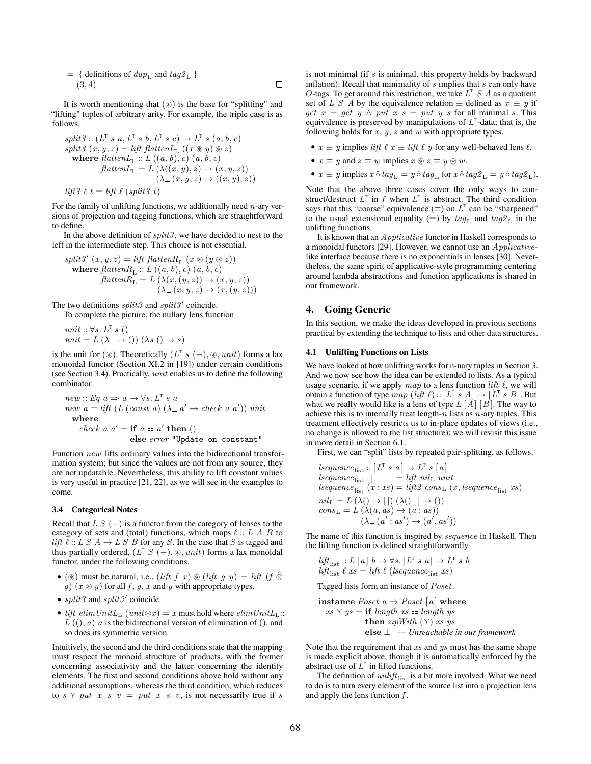$= \{$ definitions of $dup_{\mathrm{L}}$ and $tag2_{\mathrm{L}}$ $\}$
$\quad (3, 4)$ $\square$

It is worth mentioning that $(\circledast)$ is the base for "splitting" and "lifting" tuples of arbitrary arity. For example, the triple case is as follows.

$$
\begin{array}{l}
split3 :: (L^{\mathsf{T}}\ s\ a, L^{\mathsf{T}}\ s\ b, L^{\mathsf{T}}\ s\ c) \to L^{\mathsf{T}}\ s\ (a, b, c) \\
split3\ (x, y, z) = lift\ flattenL_{\mathrm{L}}\ ((x \circledast y) \circledast z) \\
\quad \mathbf{where}\ flattenL_{\mathrm{L}} :: L\ ((a, b), c)\ (a, b, c) \\
\quad\quad\quad flattenL_{\mathrm{L}} = L\ (\lambda((x, y), z) \to (x, y, z)) \\
\quad\quad\quad\quad\quad\quad\quad\quad (\lambda\_\ (x, y, z) \to ((x, y), z)) \\
lift3\ \ell\ t = lift\ \ell\ (split3\ t)
\end{array}
$$

For the family of unlifting functions, we additionally need $n$-ary versions of projection and tagging functions, which are straightforward to define.

In the above definition of $split3$, we have decided to nest to the left in the intermediate step. This choice is not essential.

$$
\begin{array}{l}
split3'\ (x, y, z) = lift\ flattenR_{\mathrm{L}}\ (x \circledast (y \circledast z)) \\
\quad \mathbf{where}\ flattenR_{\mathrm{L}} :: L\ ((a, b), c)\ (a, b, c) \\
\quad\quad\quad flattenR_{\mathrm{L}} = L\ (\lambda(x, (y, z)) \to (x, y, z)) \\
\quad\quad\quad\quad\quad\quad\quad\quad (\lambda\_\ (x, y, z) \to (x, (y, z)))
\end{array}
$$

The two definitions $split3$ and $split3'$ coincide.

To complete the picture, the nullary lens function

$$
\begin{array}{l}
unit :: \forall s.\ L^{\mathsf{T}}\ s\ () \\
unit = L\ (\lambda\_ \to ())\ (\lambda s\ () \to s)
\end{array}
$$

is the unit for $(\circledast)$. Theoretically $(L^{\mathsf{T}}\ s\ (-), \circledast, unit)$ forms a lax monoidal functor (Section XI.2 in [19]) under certain conditions (see Section 3.4). Practically, $unit$ enables us to define the following combinator.

$$
\begin{array}{l}
new :: Eq\ a \Rightarrow a \to \forall s.\ L^{\mathsf{T}}\ s\ a \\
new\ a = lift\ (L\ (const\ a)\ (\lambda\_\ a' \to check\ a\ a'))\ unit \\
\quad \mathbf{where} \\
\quad\quad check\ a\ a' = \mathbf{if}\ a == a'\ \mathbf{then}\ () \\
\quad\quad\quad\quad\quad\quad\quad \mathbf{else}\ error\ \texttt{"Update on constant"}
\end{array}
$$

Function $new$ lifts ordinary values into the bidirectional transformation system; but since the values are not from any source, they are not updatable. Nevertheless, this ability to lift constant values is very useful in practice [21, 22], as we will see in the examples to come.

### 3.4 Categorical Notes

Recall that $L\ S\ (-)$ is a functor from the category of lenses to the category of sets and (total) functions, which maps $\ell :: L\ A\ B$ to $lift\ \ell :: L\ S\ A \to L\ S\ B$ for any $S$. In the case that $S$ is tagged and thus partially ordered, $(L^{\mathsf{T}}\ S\ (-), \circledast, unit)$ forms a lax monoidal functor, under the following conditions.

- $(\circledast)$ must be natural, i.e., $(lift\ f\ x) \circledast (lift\ g\ y) = lift\ (f \hat{\otimes} g)\ (x \circledast y)$ for all $f$, $g$, $x$ and $y$ with appropriate types.
- $split3$ and $split3'$ coincide.
- $lift\ elimUnitL_{\mathrm{L}}\ (unit \circledast x) = x$ must hold where $elimUnitL_{\mathrm{L}} :: L\ ((), a)\ a$ is the bidirectional version of elimination of $()$, and so does its symmetric version.

Intuitively, the second and the third conditions state that the mapping must respect the monoid structure of products, with the former concerning associativity and the latter concerning the identity elements. The first and second conditions above hold without any additional assumptions, whereas the third condition, which reduces to $s \curlyvee put\ x\ s\ v = put\ x\ s\ v$, is not necessarily true if $s$ is not minimal (if $s$ is minimal, this property holds by backward inflation). Recall that minimality of $s$ implies that $s$ can only have $O$-tags. To get around this restriction, we take $L^{\mathsf{T}}\ S\ A$ as a quotient set of $L\ S\ A$ by the equivalence relation $\equiv$ defined as $x \equiv y$ if $get\ x = get\ y \wedge put\ x\ s = put\ y\ s$ for all minimal $s$. This equivalence is preserved by manipulations of $L^{\mathsf{T}}$-data; that is, the following holds for $x$, $y$, $z$ and $w$ with appropriate types.

- $x \equiv y$ implies $lift\ \ell\ x \equiv lift\ \ell\ y$ for any well-behaved lens $\ell$.
- $x \equiv y$ and $z \equiv w$ implies $x \circledast z \equiv y \circledast w$.
- $x \equiv y$ implies $x \,\hat{\circ}\, tag_{\mathrm{L}} = y \,\hat{\circ}\, tag_{\mathrm{L}}$ (or $x \,\hat{\circ}\, tag2_{\mathrm{L}} = y \,\hat{\circ}\, tag2_{\mathrm{L}}$).

Note that the above three cases cover the only ways to construct/destruct $L^{\mathsf{T}}$ in $f$ when $L^{\mathsf{T}}$ is abstract. The third condition says that this "coarse" equivalence $(\equiv)$ on $L^{\mathsf{T}}$ can be "sharpened" to the usual extensional equality $(=)$ by $tag_{\mathrm{L}}$ and $tag2_{\mathrm{L}}$ in the unlifting functions.

It is known that an $Applicative$ functor in Haskell corresponds to a monoidal functors [29]. However, we cannot use an $Applicative$-like interface because there is no exponentials in lenses [30]. Nevertheless, the same spirit of applicative-style programming centering around lambda abstractions and function applications is shared in our framework.

## 4. Going Generic

In this section, we make the ideas developed in previous sections practical by extending the technique to lists and other data structures.

### 4.1 Unlifting Functions on Lists

We have looked at how unlifting works for n-nary tuples in Section 3. And we now see how the idea can be extended to lists. As a typical usage scenario, if we apply $map$ to a lens function $lift\ \ell$, we will obtain a function of type $map\ (lift\ \ell) :: [L^{\mathsf{T}}\ s\ A] \to [L^{\mathsf{T}}\ s\ B]$. But what we really would like is a lens of type $L\ [A]\ [B]$. The way to achieve this is to internally treat length-$n$ lists as $n$-ary tuples. This treatment effectively restricts us to in-place updates of views (i.e., no change is allowed to the list structure); we will revisit this issue in more detail in Section 6.1.

First, we can "split" lists by repeated pair-splitting, as follows.

$$
\begin{array}{l}
lsequence_{\mathrm{list}} :: [L^{\mathsf{T}}\ s\ a] \to L^{\mathsf{T}}\ s\ [a] \\
lsequence_{\mathrm{list}}\ [\,] \quad\quad = lift\ nil_{\mathrm{L}}\ unit \\
lsequence_{\mathrm{list}}\ (x : xs) = lift2\ cons_{\mathrm{L}}\ (x, lsequence_{\mathrm{list}}\ xs) \\
nil_{\mathrm{L}} = L\ (\lambda() \to [\,])\ (\lambda()\ [\,] \to ()) \\
cons_{\mathrm{L}} = L\ (\lambda(a, as) \to (a : as)) \\
\quad\quad\quad\quad (\lambda\_\ (a' : as') \to (a', as'))
\end{array}
$$

The name of this function is inspired by $sequence$ in Haskell. Then the lifting function is defined straightforwardly.

$$
\begin{array}{l}
lift_{\mathrm{list}} :: L\ [a]\ b \to \forall s.\ [L^{\mathsf{T}}\ s\ a] \to L^{\mathsf{T}}\ s\ b \\
lift_{\mathrm{list}}\ \ell\ xs = lift\ \ell\ (lsequence_{\mathrm{list}}\ xs)
\end{array}
$$

Tagged lists form an instance of $Poset$.

$$
\begin{array}{l}
\mathbf{instance}\ Poset\ a \Rightarrow Poset\ [a]\ \mathbf{where} \\
\quad xs \curlyvee ys = \mathbf{if}\ length\ xs == length\ ys \\
\quad\quad\quad\quad\quad \mathbf{then}\ zipWith\ (\curlyvee)\ xs\ ys \\
\quad\quad\quad\quad\quad \mathbf{else}\ \bot\ \ \text{-- } \textit{Unreachable in our framework}
\end{array}
$$

Note that the requirement that $xs$ and $ys$ must has the same shape is made explicit above, though it is automatically enforced by the abstract use of $L^{\mathsf{T}}$ in lifted functions.

The definition of $unlift_{\mathrm{list}}$ is a bit more involved. What we need to do is to turn every element of the source list into a projection lens and apply the lens function $f$.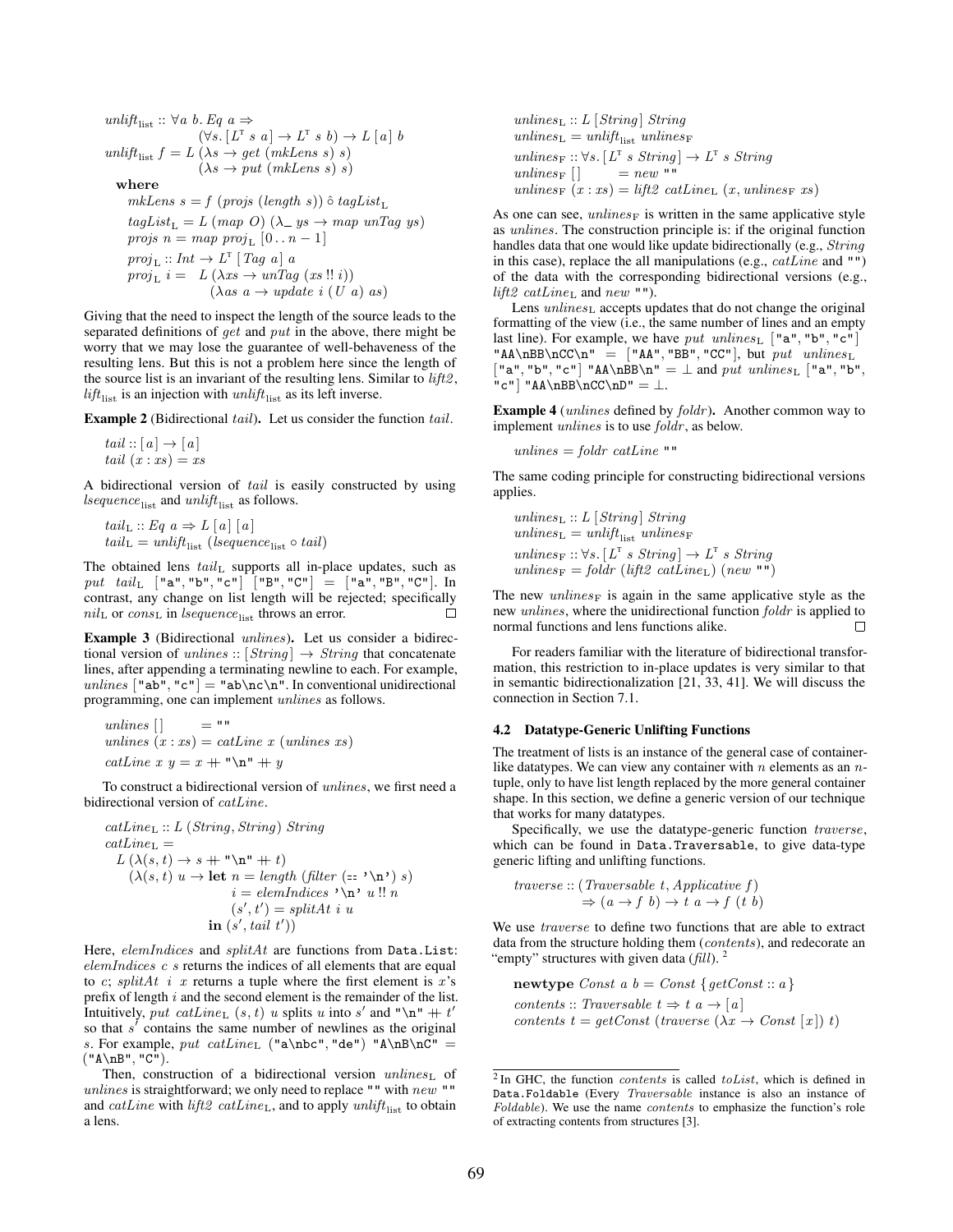$$
\begin{aligned}
&unlift_{\text{list}} :: \forall a\ b.\ Eq\ a \Rightarrow \\
&\qquad\qquad (\forall s.\ [L^{\tau}\ s\ a] \rightarrow L^{\tau}\ s\ b) \rightarrow L\ [a]\ b \\
&unlift_{\text{list}}\ f = L\ (\lambda s \rightarrow get\ (mkLens\ s)\ s) \\
&\qquad\qquad\qquad (\lambda s \rightarrow put\ (mkLens\ s)\ s) \\
&\quad \textbf{where} \\
&\quad\quad mkLens\ s = f\ (projs\ (length\ s))\ \hat{\circ}\ tagList_{\text{L}} \\
&\quad\quad tagList_{\text{L}} = L\ (map\ O)\ (\lambda\_\ ys \rightarrow map\ unTag\ ys) \\
&\quad\quad projs\ n = map\ proj_{\text{L}}\ [0\,..\,n-1] \\
&\quad\quad proj_{\text{L}} :: Int \rightarrow L^{\tau}\ [Tag\ a]\ a \\
&\quad\quad proj_{\text{L}}\ i = \ \ L\ (\lambda xs \rightarrow unTag\ (xs\ !!\ i)) \\
&\quad\quad\qquad\qquad\quad (\lambda as\ a \rightarrow update\ i\ (U\ a)\ as)
\end{aligned}
$$

Giving that the need to inspect the length of the source leads to the separated definitions of *get* and *put* in the above, there might be worry that we may lose the guarantee of well-behaveness of the resulting lens. But this is not a problem here since the length of the source list is an invariant of the resulting lens. Similar to *lift2*, $lift_{\text{list}}$ is an injection with $unlift_{\text{list}}$ as its left inverse.

**Example 2** (Bidirectional *tail*). Let us consider the function *tail*.

$$
\begin{aligned}
&tail :: [a] \rightarrow [a] \\
&tail\ (x : xs) = xs
\end{aligned}
$$

A bidirectional version of *tail* is easily constructed by using $lsequence_{\text{list}}$ and $unlift_{\text{list}}$ as follows.

$$
\begin{aligned}
&tail_{\text{L}} :: Eq\ a \Rightarrow L\ [a]\ [a] \\
&tail_{\text{L}} = unlift_{\text{list}}\ (lsequence_{\text{list}} \circ tail)
\end{aligned}
$$

The obtained lens $tail_{\text{L}}$ supports all in-place updates, such as $put\ \ tail_{\text{L}}$ `["a","b","c"]` `["B","C"]` = `["a","B","C"]`. In contrast, any change on list length will be rejected; specifically $nil_{\text{L}}$ or $cons_{\text{L}}$ in $lsequence_{\text{list}}$ throws an error. □

**Example 3** (Bidirectional *unlines*). Let us consider a bidirectional version of $unlines :: [String] \rightarrow String$ that concatenate lines, after appending a terminating newline to each. For example, *unlines* `["ab","c"]` = `"ab\nc\n"`. In conventional unidirectional programming, one can implement *unlines* as follows.

$$
\begin{aligned}
&unlines\ [\,] \qquad\ = \texttt{""} \\
&unlines\ (x : xs) = catLine\ x\ (unlines\ xs) \\
&catLine\ x\ y = x +\!\!+ \texttt{"\textbackslash n"} +\!\!+ y
\end{aligned}
$$

To construct a bidirectional version of *unlines*, we first need a bidirectional version of *catLine*.

$$
\begin{aligned}
&catLine_{\text{L}} :: L\ (String, String)\ String \\
&catLine_{\text{L}} = \\
&\quad L\ (\lambda(s,t) \rightarrow s +\!\!+ \texttt{"\textbackslash n"} +\!\!+ t) \\
&\quad\ (\lambda(s,t)\ u \rightarrow \textbf{let}\ n = length\ (filter\ (\texttt{==}\ \texttt{'\textbackslash n'})\ s) \\
&\qquad\qquad\qquad\qquad\ \ i = elemIndices\ \texttt{'\textbackslash n'}\ u\ !!\ n \\
&\qquad\qquad\qquad\qquad\ \ (s', t') = splitAt\ i\ u \\
&\qquad\qquad\qquad\quad \textbf{in}\ (s', tail\ t'))
\end{aligned}
$$

Here, *elemIndices* and *splitAt* are functions from `Data.List`: *elemIndices* $c$ $s$ returns the indices of all elements that are equal to $c$; *splitAt* $i$ $x$ returns a tuple where the first element is $x$'s prefix of length $i$ and the second element is the remainder of the list. Intuitively, $put\ catLine_{\text{L}}\ (s,t)\ u$ splits $u$ into $s'$ and `"\n"` ++ $t'$ so that $s'$ contains the same number of newlines as the original $s$. For example, $put\ catLine_{\text{L}}$ `("a\nbc","de")` `"A\nB\nC"` = `("A\nB","C")`.

Then, construction of a bidirectional version $unlines_{\text{L}}$ of *unlines* is straightforward; we only need to replace `""` with *new* `""` and *catLine* with *lift2* $catLine_{\text{L}}$, and to apply $unlift_{\text{list}}$ to obtain a lens.

$$
\begin{aligned}
&unlines_{\text{L}} :: L\ [String]\ String \\
&unlines_{\text{L}} = unlift_{\text{list}}\ unlines_{\text{F}} \\
&unlines_{\text{F}} :: \forall s.\ [L^{\tau}\ s\ String] \rightarrow L^{\tau}\ s\ String \\
&unlines_{\text{F}}\ [\,] \qquad = new\ \texttt{""} \\
&unlines_{\text{F}}\ (x : xs) = lift2\ catLine_{\text{L}}\ (x, unlines_{\text{F}}\ xs)
\end{aligned}
$$

As one can see, $unlines_{\text{F}}$ is written in the same applicative style as *unlines*. The construction principle is: if the original function handles data that one would like update bidirectionally (e.g., *String* in this case), replace the all manipulations (e.g., *catLine* and `""`) of the data with the corresponding bidirectional versions (e.g., *lift2* $catLine_{\text{L}}$ and *new* `""`).

Lens $unlines_{\text{L}}$ accepts updates that do not change the original formatting of the view (i.e., the same number of lines and an empty last line). For example, we have $put\ unlines_{\text{L}}$ `["a","b","c"]` `"AA\nBB\nCC\n"` = `["AA","BB","CC"]`, but $put\ \ unlines_{\text{L}}$ `["a","b","c"]` `"AA\nBB\n"` = ⊥ and $put\ unlines_{\text{L}}$ `["a","b","c"]` `"AA\nBB\nCC\nD"` = ⊥.

**Example 4** (*unlines* defined by *foldr*). Another common way to implement *unlines* is to use *foldr*, as below.

$$
unlines = foldr\ catLine\ \texttt{""}
$$

The same coding principle for constructing bidirectional versions applies.

$$
\begin{aligned}
&unlines_{\text{L}} :: L\ [String]\ String \\
&unlines_{\text{L}} = unlift_{\text{list}}\ unlines_{\text{F}} \\
&unlines_{\text{F}} :: \forall s.\ [L^{\tau}\ s\ String] \rightarrow L^{\tau}\ s\ String \\
&unlines_{\text{F}} = foldr\ (lift2\ catLine_{\text{L}})\ (new\ \texttt{""})
\end{aligned}
$$

The new $unlines_{\text{F}}$ is again in the same applicative style as the new *unlines*, where the unidirectional function *foldr* is applied to normal functions and lens functions alike. □

For readers familiar with the literature of bidirectional transformation, this restriction to in-place updates is very similar to that in semantic bidirectionalization [21, 33, 41]. We will discuss the connection in Section 7.1.

### 4.2 Datatype-Generic Unlifting Functions

The treatment of lists is an instance of the general case of container-like datatypes. We can view any container with $n$ elements as an $n$-tuple, only to have list length replaced by the more general container shape. In this section, we define a generic version of our technique that works for many datatypes.

Specifically, we use the datatype-generic function *traverse*, which can be found in `Data.Traversable`, to give data-type generic lifting and unlifting functions.

$$
\begin{aligned}
&traverse :: (Traversable\ t, Applicative\ f) \\
&\qquad\qquad \Rightarrow (a \rightarrow f\ b) \rightarrow t\ a \rightarrow f\ (t\ b)
\end{aligned}
$$

We use *traverse* to define two functions that are able to extract data from the structure holding them (*contents*), and redecorate an "empty" structures with given data (*fill*). [2]

$$
\begin{aligned}
&\textbf{newtype}\ Const\ a\ b = Const\ \{getConst :: a\} \\
&contents :: Traversable\ t \Rightarrow t\ a \rightarrow [a] \\
&contents\ t = getConst\ (traverse\ (\lambda x \rightarrow Const\ [x])\ t)
\end{aligned}
$$

[2] In GHC, the function *contents* is called *toList*, which is defined in `Data.Foldable` (Every *Traversable* instance is also an instance of *Foldable*). We use the name *contents* to emphasize the function's role of extracting contents from structures [3].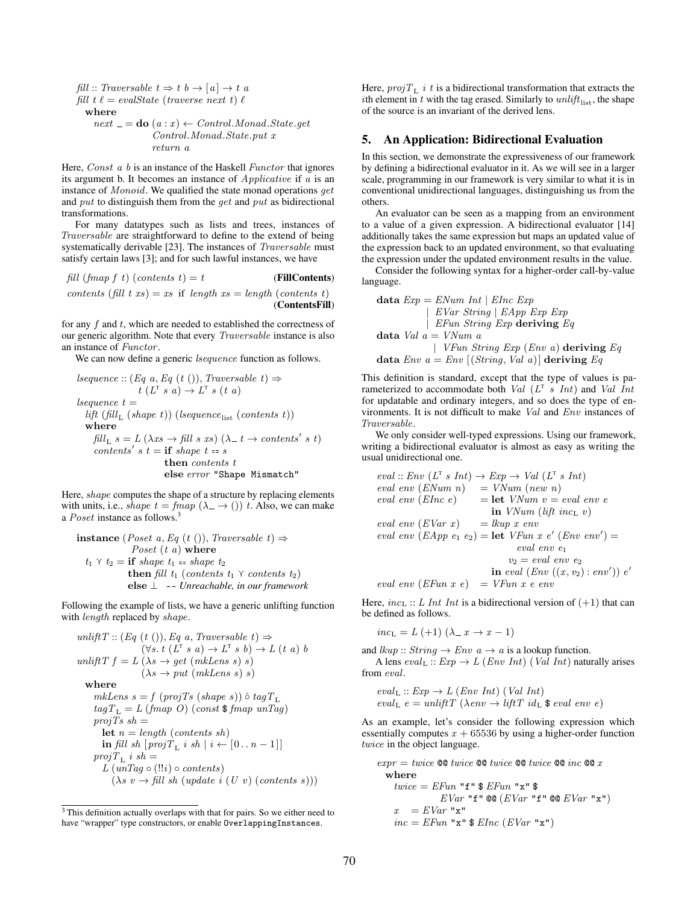```
fill :: Traversable t ⇒ t b → [a] → t a
fill t ℓ = evalState (traverse next t) ℓ
  where
    next _ = do (a : x) ← Control.Monad.State.get
                Control.Monad.State.put x
                return a
```

Here, *Const a b* is an instance of the Haskell *Functor* that ignores its argument b. It becomes an instance of *Applicative* if $a$ is an instance of *Monoid*. We qualified the state monad operations *get* and *put* to distinguish them from the *get* and *put* as bidirectional transformations.

For many datatypes such as lists and trees, instances of *Traversable* are straightforward to define to the extend of being systematically derivable [23]. The instances of *Traversable* must satisfy certain laws [3]; and for such lawful instances, we have

```
fill (fmap f t) (contents t) = t                          (FillContents)
contents (fill t xs) = xs  if  length xs = length (contents t)
                                                          (ContentsFill)
```

for any $f$ and $t$, which are needed to established the correctness of our generic algorithm. Note that every *Traversable* instance is also an instance of *Functor*.

We can now define a generic *lsequence* function as follows.

```
lsequence :: (Eq a, Eq (t ()), Traversable t) ⇒
             t (Lᵀ s a) → Lᵀ s (t a)
lsequence t =
  lift (fill_L (shape t)) (lsequence_list (contents t))
  where
    fill_L s = L (λxs → fill s xs) (λ_ t → contents' s t)
    contents' s t = if shape t == s
                    then contents t
                    else error "Shape Mismatch"
```

Here, *shape* computes the shape of a structure by replacing elements with units, i.e., $shape\ t = fmap\ (\lambda\_ \rightarrow ())\ t$. Also, we can make a *Poset* instance as follows.[3]

```
instance (Poset a, Eq (t ()), Traversable t) ⇒
           Poset (t a) where
  t1 ⋎ t2 = if shape t1 == shape t2
            then fill t1 (contents t1 ⋎ contents t2)
            else ⊥  -- Unreachable, in our framework
```

Following the example of lists, we have a generic unlifting function with *length* replaced by *shape*.

```
unliftT :: (Eq (t ()), Eq a, Traversable t) ⇒
           (∀s. t (Lᵀ s a) → Lᵀ s b) → L (t a) b
unliftT f = L (λs → get (mkLens s) s)
              (λs → put (mkLens s) s)
  where
    mkLens s = f (projTs (shape s)) ∘̂ tagT_L
    tagT_L = L (fmap O) (const $ fmap unTag)
    projTs sh =
      let n = length (contents sh)
      in fill sh [projT_L i sh | i ← [0 .. n − 1]]
    projT_L i sh =
      L (unTag ∘ (!!i) ∘ contents)
        (λs v → fill sh (update i (U v) (contents s)))
```

Here, $projT_L\ i\ t$ is a bidirectional transformation that extracts the $i$th element in $t$ with the tag erased. Similarly to $unlift_{list}$, the shape of the source is an invariant of the derived lens.

## 5. An Application: Bidirectional Evaluation

In this section, we demonstrate the expressiveness of our framework by defining a bidirectional evaluator in it. As we will see in a larger scale, programming in our framework is very similar to what it is in conventional unidirectional languages, distinguishing us from the others.

An evaluator can be seen as a mapping from an environment to a value of a given expression. A bidirectional evaluator [14] additionally takes the same expression but maps an updated value of the expression back to an updated environment, so that evaluating the expression under the updated environment results in the value.

Consider the following syntax for a higher-order call-by-value language.

```
data Exp = ENum Int | EInc Exp
         | EVar String | EApp Exp Exp
         | EFun String Exp deriving Eq
data Val a = VNum a
           | VFun String Exp (Env a) deriving Eq
data Env a = Env [(String, Val a)] deriving Eq
```

This definition is standard, except that the type of values is parameterized to accommodate both *Val* ($L^{\mathsf{T}}$ *s Int*) and *Val Int* for updatable and ordinary integers, and so does the type of environments. It is not difficult to make *Val* and *Env* instances of *Traversable*.

We only consider well-typed expressions. Using our framework, writing a bidirectional evaluator is almost as easy as writing the usual unidirectional one.

```
eval :: Env (Lᵀ s Int) → Exp → Val (Lᵀ s Int)
eval env (ENum n)    = VNum (new n)
eval env (EInc e)    = let VNum v = eval env e
                       in VNum (lift inc_L v)
eval env (EVar x)    = lkup x env
eval env (EApp e1 e2) = let VFun x e' (Env env') =
                              eval env e1
                            v2 = eval env e2
                        in eval (Env ((x, v2) : env')) e'
eval env (EFun x e)  = VFun x e env
```

Here, $inc_L$ :: *L Int Int* is a bidirectional version of $(+1)$ that can be defined as follows.

```
inc_L = L (+1) (λ_ x → x − 1)
```

and *lkup* :: *String* → *Env a* → *a* is a lookup function.

A lens $eval_L$ :: *Exp* → *L* (*Env Int*) (*Val Int*) naturally arises from *eval*.

```
eval_L :: Exp → L (Env Int) (Val Int)
eval_L e = unliftT (λenv → liftT id_L $ eval env e)
```

As an example, let's consider the following expression which essentially computes $x + 65536$ by using a higher-order function *twice* in the object language.

```
expr = twice @@ twice @@ twice @@ twice @@ inc @@ x
  where
    twice = EFun "f" $ EFun "x" $
              EVar "f" @@ (EVar "f" @@ EVar "x")
    x   = EVar "x"
    inc = EFun "x" $ EInc (EVar "x")
```

[3] This definition actually overlaps with that for pairs. So we either need to have "wrapper" type constructors, or enable `OverlappingInstances`.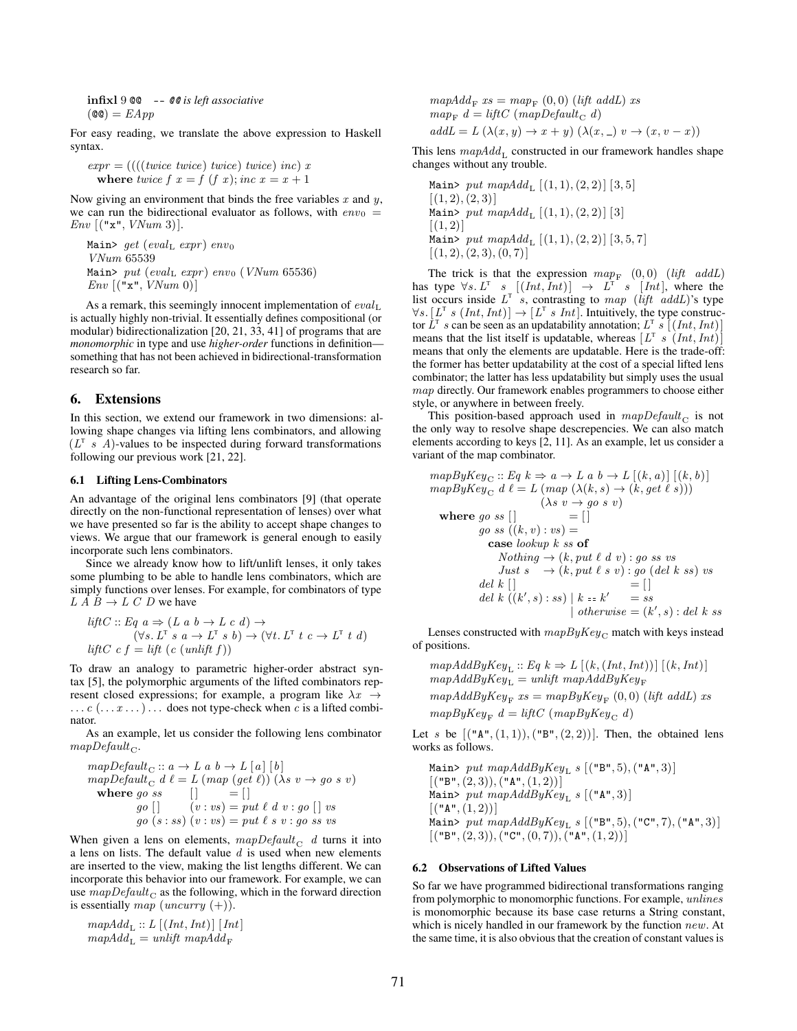```
infixl 9 @@  -- @@ is left associative
(@@) = EApp
```

For easy reading, we translate the above expression to Haskell syntax.

```
expr = ((((twice twice) twice) twice) inc) x
  where twice f x = f (f x); inc x = x + 1
```

Now giving an environment that binds the free variables $x$ and $y$, we can run the bidirectional evaluator as follows, with $env_0$ = $Env$ [("x", $VNum$ 3)].

```
Main> get (evalL expr) env0
VNum 65539
Main> put (evalL expr) env0 (VNum 65536)
Env [("x", VNum 0)]
```

As a remark, this seemingly innocent implementation of $eval_L$ is actually highly non-trivial. It essentially defines compositional (or modular) bidirectionalization [20, 21, 33, 41] of programs that are *monomorphic* in type and use *higher-order* functions in definition—something that has not been achieved in bidirectional-transformation research so far.

## 6. Extensions

In this section, we extend our framework in two dimensions: allowing shape changes via lifting lens combinators, and allowing ($L^{\tau}$ $s$ $A$)-values to be inspected during forward transformations following our previous work [21, 22].

### 6.1 Lifting Lens-Combinators

An advantage of the original lens combinators [9] (that operate directly on the non-functional representation of lenses) over what we have presented so far is the ability to accept shape changes to views. We argue that our framework is general enough to easily incorporate such lens combinators.

Since we already know how to lift/unlift lenses, it only takes some plumbing to be able to handle lens combinators, which are simply functions over lenses. For example, for combinators of type $L$ $A$ $B \to L$ $C$ $D$ we have

```
liftC :: Eq a ⇒ (L a b → L c d) →
         (∀s. L^τ s a → L^τ s b) → (∀t. L^τ t c → L^τ t d)
liftC c f = lift (c (unlift f))
```

To draw an analogy to parametric higher-order abstract syntax [5], the polymorphic arguments of the lifted combinators represent closed expressions; for example, a program like $\lambda x \to \ldots c\,(\ldots x \ldots) \ldots$ does not type-check when $c$ is a lifted combinator.

As an example, let us consider the following lens combinator $mapDefault_C$.

```
mapDefaultC :: a → L a b → L [a] [b]
mapDefaultC d ℓ = L (map (get ℓ)) (λs v → go s v)
  where go ss       []       = []
        go []       (v : vs) = put ℓ d v : go [] vs
        go (s : ss) (v : vs) = put ℓ s v : go ss vs
```

When given a lens on elements, $mapDefault_C$ $d$ turns it into a lens on lists. The default value $d$ is used when new elements are inserted to the view, making the list lengths different. We can incorporate this behavior into our framework. For example, we can use $mapDefault_C$ as the following, which in the forward direction is essentially $map$ ($uncurry$ (+)).

```
mapAddL :: L [(Int, Int)] [Int]
mapAddL = unlift mapAddF
mapAddF xs = mapF (0, 0) (lift addL) xs
mapF d = liftC (mapDefaultC d)
addL = L (λ(x, y) → x + y) (λ(x, _) v → (x, v − x))
```

This lens $mapAdd_L$ constructed in our framework handles shape changes without any trouble.

```
Main> put mapAddL [(1, 1), (2, 2)] [3, 5]
[(1, 2), (2, 3)]
Main> put mapAddL [(1, 1), (2, 2)] [3]
[(1, 2)]
Main> put mapAddL [(1, 1), (2, 2)] [3, 5, 7]
[(1, 2), (2, 3), (0, 7)]
```

The trick is that the expression $map_F$ $(0,0)$ $(lift\ addL)$ has type $\forall s. L^{\tau}\ s\ [(Int, Int)] \to L^{\tau}\ s\ [Int]$, where the list occurs inside $L^{\tau}\ s$, contrasting to $map$ $(lift\ addL)$'s type $\forall s. [L^{\tau}\ s\ (Int, Int)] \to [L^{\tau}\ s\ Int]$. Intuitively, the type constructor $L^{\tau}\ s$ can be seen as an updatability annotation; $L^{\tau}\ s\ [(Int, Int)]$ means that the list itself is updatable, whereas $[L^{\tau}\ s\ (Int, Int)]$ means that only the elements are updatable. Here is the trade-off: the former has better updatability at the cost of a special lifted lens combinator; the latter has less updatability but simply uses the usual $map$ directly. Our framework enables programmers to choose either style, or anywhere in between freely.

This position-based approach used in $mapDefault_C$ is not the only way to resolve shape descrepencies. We can also match elements according to keys [2, 11]. As an example, let us consider a variant of the map combinator.

```
mapByKeyC :: Eq k ⇒ a → L a b → L [(k, a)] [(k, b)]
mapByKeyC d ℓ = L (map (λ(k, s) → (k, get ℓ s)))
                  (λs v → go s v)
  where go ss []            = []
        go ss ((k, v) : vs) =
          case lookup k ss of
            Nothing → (k, put ℓ d v) : go ss vs
            Just s  → (k, put ℓ s v) : go (del k ss) vs
        del k []                    = []
        del k ((k', s) : ss) | k == k'   = ss
                             | otherwise = (k', s) : del k ss
```

Lenses constructed with $mapByKey_C$ match with keys instead of positions.

```
mapAddByKeyL :: Eq k ⇒ L [(k, (Int, Int))] [(k, Int)]
mapAddByKeyL = unlift mapAddByKeyF
mapAddByKeyF xs = mapByKeyF (0, 0) (lift addL) xs
mapByKeyF d = liftC (mapByKeyC d)
```

Let $s$ be [("A", (1, 1)), ("B", (2, 2))]. Then, the obtained lens works as follows.

```
Main> put mapAddByKeyL s [("B", 5), ("A", 3)]
[("B", (2, 3)), ("A", (1, 2))]
Main> put mapAddByKeyL s [("A", 3)]
[("A", (1, 2))]
Main> put mapAddByKeyL s [("B", 5), ("C", 7), ("A", 3)]
[("B", (2, 3)), ("C", (0, 7)), ("A", (1, 2))]
```

### 6.2 Observations of Lifted Values

So far we have programmed bidirectional transformations ranging from polymorphic to monomorphic functions. For example, $unlines$ is monomorphic because its base case returns a String constant, which is nicely handled in our framework by the function $new$. At the same time, it is also obvious that the creation of constant values is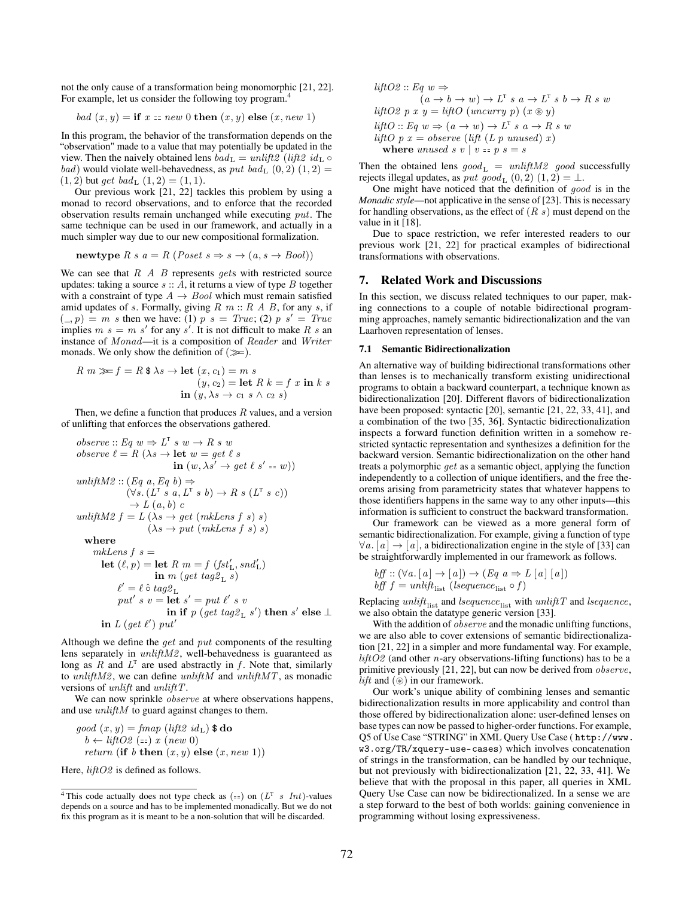not the only cause of a transformation being monomorphic [21, 22]. For example, let us consider the following toy program.[4]

```
bad (x, y) = if x == new 0 then (x, y) else (x, new 1)
```

In this program, the behavior of the transformation depends on the "observation" made to a value that may potentially be updated in the view. Then the naively obtained lens $bad_{\mathrm{L}} = unlift2\ (lift2\ id_{\mathrm{L}} \circ bad)$ would violate well-behavedness, as $put\ bad_{\mathrm{L}}\ (0,2)\ (1,2) = (1,2)$ but $get\ bad_{\mathrm{L}}\ (1,2) = (1,1)$.

Our previous work [21, 22] tackles this problem by using a monad to record observations, and to enforce that the recorded observation results remain unchanged while executing $put$. The same technique can be used in our framework, and actually in a much simpler way due to our new compositional formalization.

```
newtype R s a = R (Poset s ⇒ s → (a, s → Bool))
```

We can see that $R\ A\ B$ represents $get$s with restricted source updates: taking a source $s :: A$, it returns a view of type $B$ together with a constraint of type $A \to Bool$ which must remain satisfied amid updates of $s$. Formally, giving $R\ m :: R\ A\ B$, for any $s$, if $(\_, p) = m\ s$ then we have: (1) $p\ s = True$; (2) $p\ s' = True$ implies $m\ s = m\ s'$ for any $s'$. It is not difficult to make $R\ s$ an instance of $Monad$—it is a composition of $Reader$ and $Writer$ monads. We only show the definition of $(\gg\!=)$.

```
R m >>= f = R $ λs → let (x, c1) = m s
                         (y, c2) = let R k = f x in k s
                     in (y, λs → c1 s ∧ c2 s)
```

Then, we define a function that produces $R$ values, and a version of unlifting that enforces the observations gathered.

```
observe :: Eq w ⇒ Lᵀ s w → R s w
observe ℓ = R (λs → let w = get ℓ s
                    in (w, λs' → get ℓ s' == w))

unliftM2 :: (Eq a, Eq b) ⇒
            (∀s. (Lᵀ s a, Lᵀ s b) → R s (Lᵀ s c))
            → L (a, b) c
unliftM2 f = L (λs → get (mkLens f s) s)
               (λs → put (mkLens f s) s)
  where
    mkLens f s =
      let (ℓ, p) = let R m = f (fst'_L, snd'_L)
                   in m (get tag2_L s)
          ℓ' = ℓ ∘̂ tag2_L
          put' s v = let s' = put ℓ' s v
                     in if p (get tag2_L s') then s' else ⊥
      in L (get ℓ') put'
```

Although we define the $get$ and $put$ components of the resulting lens separately in $unliftM2$, well-behavedness is guaranteed as long as $R$ and $L^{\mathrm{T}}$ are used abstractly in $f$. Note that, similarly to $unliftM2$, we can define $unliftM$ and $unliftMT$, as monadic versions of $unlift$ and $unliftT$.

We can now sprinkle $observe$ at where observations happens, and use $unliftM$ to guard against changes to them.

```
good (x, y) = fmap (lift2 id_L) $ do
  b ← liftO2 (==) x (new 0)
  return (if b then (x, y) else (x, new 1))
```

Here, $liftO2$ is defined as follows.

```
liftO2 :: Eq w ⇒
          (a → b → w) → Lᵀ s a → Lᵀ s b → R s w
liftO2 p x y = liftO (uncurry p) (x ⊛ y)
liftO :: Eq w ⇒ (a → w) → Lᵀ s a → R s w
liftO p x = observe (lift (L p unused) x)
  where unused s v | v == p s = s
```

Then the obtained lens $good_{\mathrm{L}} = unliftM2\ good$ successfully rejects illegal updates, as $put\ good_{\mathrm{L}}\ (0,2)\ (1,2) = \bot$.

One might have noticed that the definition of $good$ is in the *Monadic style*—not applicative in the sense of [23]. This is necessary for handling observations, as the effect of $(R\ s)$ must depend on the value in it [18].

Due to space restriction, we refer interested readers to our previous work [21, 22] for practical examples of bidirectional transformations with observations.

## 7. Related Work and Discussions

In this section, we discuss related techniques to our paper, making connections to a couple of notable bidirectional programming approaches, namely semantic bidirectionalization and the van Laarhoven representation of lenses.

### 7.1 Semantic Bidirectionalization

An alternative way of building bidirectional transformations other than lenses is to mechanically transform existing unidirectional programs to obtain a backward counterpart, a technique known as bidirectionalization [20]. Different flavors of bidirectionalization have been proposed: syntactic [20], semantic [21, 22, 33, 41], and a combination of the two [35, 36]. Syntactic bidirectionalization inspects a forward function definition written in a somehow restricted syntactic representation and synthesizes a definition for the backward version. Semantic bidirectionalization on the other hand treats a polymorphic $get$ as a semantic object, applying the function independently to a collection of unique identifiers, and the free theorems arising from parametricity states that whatever happens to those identifiers happens in the same way to any other inputs—this information is sufficient to construct the backward transformation.

Our framework can be viewed as a more general form of semantic bidirectionalization. For example, giving a function of type $\forall a.\,[a] \to [a]$, a bidirectionalization engine in the style of [33] can be straightforwardly implemented in our framework as follows.

```
bff :: (∀a. [a] → [a]) → (Eq a ⇒ L [a] [a])
bff f = unlift_list (lsequence_list ∘ f)
```

Replacing $unlift_{\mathrm{list}}$ and $lsequence_{\mathrm{list}}$ with $unliftT$ and $lsequence$, we also obtain the datatype generic version [33].

With the addition of $observe$ and the monadic unlifting functions, we are also able to cover extensions of semantic bidirectionalization [21, 22] in a simpler and more fundamental way. For example, $liftO2$ (and other $n$-ary observations-lifting functions) has to be a primitive previously [21, 22], but can now be derived from $observe$, $lift$ and $(\circledast)$ in our framework.

Our work's unique ability of combining lenses and semantic bidirectionalization results in more applicability and control than those offered by bidirectionalization alone: user-defined lenses on base types can now be passed to higher-order functions. For example, Q5 of Use Case "STRING" in XML Query Use Case (`http://www.w3.org/TR/xquery-use-cases`) which involves concatenation of strings in the transformation, can be handled by our technique, but not previously with bidirectionalization [21, 22, 33, 41]. We believe that with the proposal in this paper, all queries in XML Query Use Case can now be bidirectionalized. In a sense we are a step forward to the best of both worlds: gaining convenience in programming without losing expressiveness.

---

[4] This code actually does not type check as $(==)$ on $(L^{\mathrm{T}}\ s\ Int)$-values depends on a source and has to be implemented monadically. But we do not fix this program as it is meant to be a non-solution that will be discarded.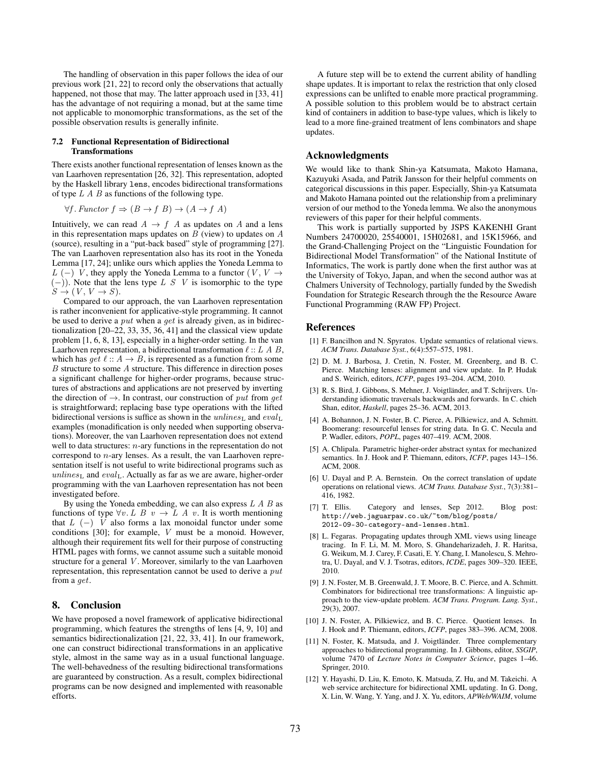The handling of observation in this paper follows the idea of our previous work [21, 22] to record only the observations that actually happened, not those that may. The latter approach used in [33, 41] has the advantage of not requiring a monad, but at the same time not applicable to monomorphic transformations, as the set of the possible observation results is generally infinite.

### 7.2 Functional Representation of Bidirectional Transformations

There exists another functional representation of lenses known as the van Laarhoven representation [26, 32]. This representation, adopted by the Haskell library `lens`, encodes bidirectional transformations of type $L\ A\ B$ as functions of the following type.

$$\forall f.\, Functor\ f \Rightarrow (B \rightarrow f\ B) \rightarrow (A \rightarrow f\ A)$$

Intuitively, we can read $A \rightarrow f\ A$ as updates on $A$ and a lens in this representation maps updates on $B$ (view) to updates on $A$ (source), resulting in a "put-back based" style of programming [27]. The van Laarhoven representation also has its root in the Yoneda Lemma [17, 24]; unlike ours which applies the Yoneda Lemma to $L\ (-)\ V$, they apply the Yoneda Lemma to a functor $(V, V \rightarrow (-))$. Note that the lens type $L\ S\ V$ is isomorphic to the type $S \rightarrow (V, V \rightarrow S)$.

Compared to our approach, the van Laarhoven representation is rather inconvenient for applicative-style programming. It cannot be used to derive a $put$ when a $get$ is already given, as in bidirectionalization [20–22, 33, 35, 36, 41] and the classical view update problem [1, 6, 8, 13], especially in a higher-order setting. In the van Laarhoven representation, a bidirectional transformation $\ell :: L\ A\ B$, which has $get\ \ell :: A \rightarrow B$, is represented as a function from some $B$ structure to some $A$ structure. This difference in direction poses a significant challenge for higher-order programs, because structures of abstractions and applications are not preserved by inverting the direction of $\rightarrow$. In contrast, our construction of $put$ from $get$ is straightforward; replacing base type operations with the lifted bidirectional versions is suffice as shown in the $unlines_{\mathrm{L}}$ and $eval_{\mathrm{L}}$ examples (monadification is only needed when supporting observations). Moreover, the van Laarhoven representation does not extend well to data structures: $n$-ary functions in the representation do not correspond to $n$-ary lenses. As a result, the van Laarhoven representation itself is not useful to write bidirectional programs such as $unlines_{\mathrm{L}}$ and $eval_{\mathrm{L}}$. Actually as far as we are aware, higher-order programming with the van Laarhoven representation has not been investigated before.

By using the Yoneda embedding, we can also express $L\ A\ B$ as functions of type $\forall v.\, L\ B\ v \rightarrow L\ A\ v$. It is worth mentioning that $L\ (-)\ V$ also forms a lax monoidal functor under some conditions [30]; for example, $V$ must be a monoid. However, although their requirement fits well for their purpose of constructing HTML pages with forms, we cannot assume such a suitable monoid structure for a general $V$. Moreover, similarly to the van Laarhoven representation, this representation cannot be used to derive a $put$ from a $get$.

## 8. Conclusion

We have proposed a novel framework of applicative bidirectional programming, which features the strengths of lens [4, 9, 10] and semantics bidirectionalization [21, 22, 33, 41]. In our framework, one can construct bidirectional transformations in an applicative style, almost in the same way as in a usual functional language. The well-behavedness of the resulting bidirectional transformations are guaranteed by construction. As a result, complex bidirectional programs can be now designed and implemented with reasonable efforts.

A future step will be to extend the current ability of handling shape updates. It is important to relax the restriction that only closed expressions can be unlifted to enable more practical programming. A possible solution to this problem would be to abstract certain kind of containers in addition to base-type values, which is likely to lead to a more fine-grained treatment of lens combinators and shape updates.

## Acknowledgments

We would like to thank Shin-ya Katsumata, Makoto Hamana, Kazuyuki Asada, and Patrik Jansson for their helpful comments on categorical discussions in this paper. Especially, Shin-ya Katsumata and Makoto Hamana pointed out the relationship from a preliminary version of our method to the Yoneda lemma. We also the anonymous reviewers of this paper for their helpful comments.

This work is partially supported by JSPS KAKENHI Grant Numbers 24700020, 25540001, 15H02681, and 15K15966, and the Grand-Challenging Project on the "Linguistic Foundation for Bidirectional Model Transformation" of the National Institute of Informatics, The work is partly done when the first author was at the University of Tokyo, Japan, and when the second author was at Chalmers University of Technology, partially funded by the Swedish Foundation for Strategic Research through the the Resource Aware Functional Programming (RAW FP) Project.

## References

[1] F. Bancilhon and N. Spyratos. Update semantics of relational views. *ACM Trans. Database Syst.*, 6(4):557–575, 1981.

[2] D. M. J. Barbosa, J. Cretin, N. Foster, M. Greenberg, and B. C. Pierce. Matching lenses: alignment and view update. In P. Hudak and S. Weirich, editors, *ICFP*, pages 193–204. ACM, 2010.

[3] R. S. Bird, J. Gibbons, S. Mehner, J. Voigtländer, and T. Schrijvers. Understanding idiomatic traversals backwards and forwards. In C. chieh Shan, editor, *Haskell*, pages 25–36. ACM, 2013.

[4] A. Bohannon, J. N. Foster, B. C. Pierce, A. Pilkiewicz, and A. Schmitt. Boomerang: resourceful lenses for string data. In G. C. Necula and P. Wadler, editors, *POPL*, pages 407–419. ACM, 2008.

[5] A. Chlipala. Parametric higher-order abstract syntax for mechanized semantics. In J. Hook and P. Thiemann, editors, *ICFP*, pages 143–156. ACM, 2008.

[6] U. Dayal and P. A. Bernstein. On the correct translation of update operations on relational views. *ACM Trans. Database Syst.*, 7(3):381–416, 1982.

[7] T. Ellis. Category and lenses, Sep 2012. Blog post: `http://web.jaguarpaw.co.uk/~tom/blog/posts/2012-09-30-category-and-lenses.html`.

[8] L. Fegaras. Propagating updates through XML views using lineage tracing. In F. Li, M. M. Moro, S. Ghandeharizadeh, J. R. Haritsa, G. Weikum, M. J. Carey, F. Casati, E. Y. Chang, I. Manolescu, S. Mehrotra, U. Dayal, and V. J. Tsotras, editors, *ICDE*, pages 309–320. IEEE, 2010.

[9] J. N. Foster, M. B. Greenwald, J. T. Moore, B. C. Pierce, and A. Schmitt. Combinators for bidirectional tree transformations: A linguistic approach to the view-update problem. *ACM Trans. Program. Lang. Syst.*, 29(3), 2007.

[10] J. N. Foster, A. Pilkiewicz, and B. C. Pierce. Quotient lenses. In J. Hook and P. Thiemann, editors, *ICFP*, pages 383–396. ACM, 2008.

[11] N. Foster, K. Matsuda, and J. Voigtländer. Three complementary approaches to bidirectional programming. In J. Gibbons, editor, *SSGIP*, volume 7470 of *Lecture Notes in Computer Science*, pages 1–46. Springer, 2010.

[12] Y. Hayashi, D. Liu, K. Emoto, K. Matsuda, Z. Hu, and M. Takeichi. A web service architecture for bidirectional XML updating. In G. Dong, X. Lin, W. Wang, Y. Yang, and J. X. Yu, editors, *APWeb/WAIM*, volume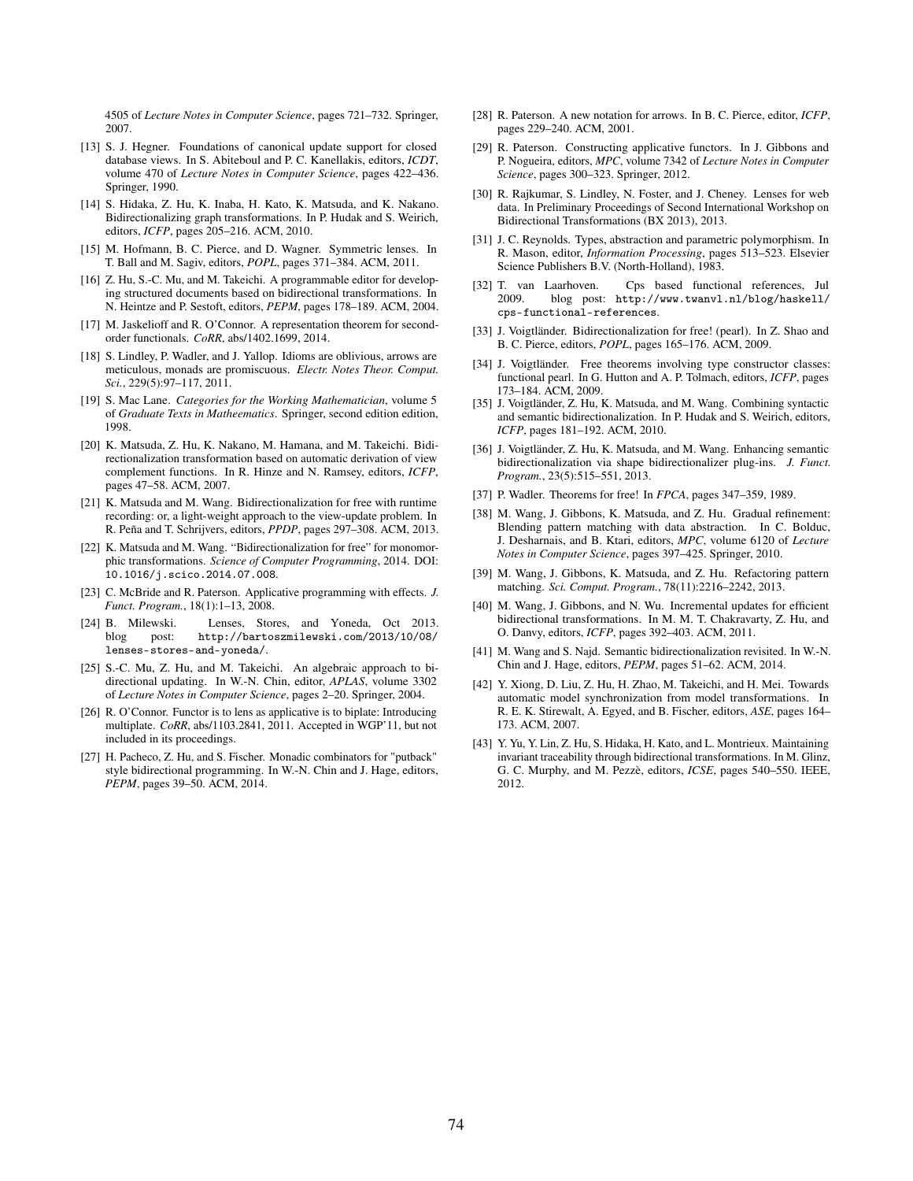4505 of *Lecture Notes in Computer Science*, pages 721–732. Springer, 2007.

[13] S. J. Hegner. Foundations of canonical update support for closed database views. In S. Abiteboul and P. C. Kanellakis, editors, *ICDT*, volume 470 of *Lecture Notes in Computer Science*, pages 422–436. Springer, 1990.

[14] S. Hidaka, Z. Hu, K. Inaba, H. Kato, K. Matsuda, and K. Nakano. Bidirectionalizing graph transformations. In P. Hudak and S. Weirich, editors, *ICFP*, pages 205–216. ACM, 2010.

[15] M. Hofmann, B. C. Pierce, and D. Wagner. Symmetric lenses. In T. Ball and M. Sagiv, editors, *POPL*, pages 371–384. ACM, 2011.

[16] Z. Hu, S.-C. Mu, and M. Takeichi. A programmable editor for developing structured documents based on bidirectional transformations. In N. Heintze and P. Sestoft, editors, *PEPM*, pages 178–189. ACM, 2004.

[17] M. Jaskelioff and R. O'Connor. A representation theorem for second-order functionals. *CoRR*, abs/1402.1699, 2014.

[18] S. Lindley, P. Wadler, and J. Yallop. Idioms are oblivious, arrows are meticulous, monads are promiscuous. *Electr. Notes Theor. Comput. Sci.*, 229(5):97–117, 2011.

[19] S. Mac Lane. *Categories for the Working Mathematician*, volume 5 of *Graduate Texts in Matheematics*. Springer, second edition edition, 1998.

[20] K. Matsuda, Z. Hu, K. Nakano, M. Hamana, and M. Takeichi. Bidirectionalization transformation based on automatic derivation of view complement functions. In R. Hinze and N. Ramsey, editors, *ICFP*, pages 47–58. ACM, 2007.

[21] K. Matsuda and M. Wang. Bidirectionalization for free with runtime recording: or, a light-weight approach to the view-update problem. In R. Peña and T. Schrijvers, editors, *PPDP*, pages 297–308. ACM, 2013.

[22] K. Matsuda and M. Wang. "Bidirectionalization for free" for monomorphic transformations. *Science of Computer Programming*, 2014. DOI: 10.1016/j.scico.2014.07.008.

[23] C. McBride and R. Paterson. Applicative programming with effects. *J. Funct. Program.*, 18(1):1–13, 2008.

[24] B. Milewski. Lenses, Stores, and Yoneda, Oct 2013. blog post: http://bartoszmilewski.com/2013/10/08/lenses-stores-and-yoneda/.

[25] S.-C. Mu, Z. Hu, and M. Takeichi. An algebraic approach to bidirectional updating. In W.-N. Chin, editor, *APLAS*, volume 3302 of *Lecture Notes in Computer Science*, pages 2–20. Springer, 2004.

[26] R. O'Connor. Functor is to lens as applicative is to biplate: Introducing multiplate. *CoRR*, abs/1103.2841, 2011. Accepted in WGP'11, but not included in its proceedings.

[27] H. Pacheco, Z. Hu, and S. Fischer. Monadic combinators for "putback" style bidirectional programming. In W.-N. Chin and J. Hage, editors, *PEPM*, pages 39–50. ACM, 2014.

[28] R. Paterson. A new notation for arrows. In B. C. Pierce, editor, *ICFP*, pages 229–240. ACM, 2001.

[29] R. Paterson. Constructing applicative functors. In J. Gibbons and P. Nogueira, editors, *MPC*, volume 7342 of *Lecture Notes in Computer Science*, pages 300–323. Springer, 2012.

[30] R. Rajkumar, S. Lindley, N. Foster, and J. Cheney. Lenses for web data. In Preliminary Proceedings of Second International Workshop on Bidirectional Transformations (BX 2013), 2013.

[31] J. C. Reynolds. Types, abstraction and parametric polymorphism. In R. Mason, editor, *Information Processing*, pages 513–523. Elsevier Science Publishers B.V. (North-Holland), 1983.

[32] T. van Laarhoven. Cps based functional references, Jul 2009. blog post: http://www.twanvl.nl/blog/haskell/cps-functional-references.

[33] J. Voigtländer. Bidirectionalization for free! (pearl). In Z. Shao and B. C. Pierce, editors, *POPL*, pages 165–176. ACM, 2009.

[34] J. Voigtländer. Free theorems involving type constructor classes: functional pearl. In G. Hutton and A. P. Tolmach, editors, *ICFP*, pages 173–184. ACM, 2009.

[35] J. Voigtländer, Z. Hu, K. Matsuda, and M. Wang. Combining syntactic and semantic bidirectionalization. In P. Hudak and S. Weirich, editors, *ICFP*, pages 181–192. ACM, 2010.

[36] J. Voigtländer, Z. Hu, K. Matsuda, and M. Wang. Enhancing semantic bidirectionalization via shape bidirectionalizer plug-ins. *J. Funct. Program.*, 23(5):515–551, 2013.

[37] P. Wadler. Theorems for free! In *FPCA*, pages 347–359, 1989.

[38] M. Wang, J. Gibbons, K. Matsuda, and Z. Hu. Gradual refinement: Blending pattern matching with data abstraction. In C. Bolduc, J. Desharnais, and B. Ktari, editors, *MPC*, volume 6120 of *Lecture Notes in Computer Science*, pages 397–425. Springer, 2010.

[39] M. Wang, J. Gibbons, K. Matsuda, and Z. Hu. Refactoring pattern matching. *Sci. Comput. Program.*, 78(11):2216–2242, 2013.

[40] M. Wang, J. Gibbons, and N. Wu. Incremental updates for efficient bidirectional transformations. In M. M. T. Chakravarty, Z. Hu, and O. Danvy, editors, *ICFP*, pages 392–403. ACM, 2011.

[41] M. Wang and S. Najd. Semantic bidirectionalization revisited. In W.-N. Chin and J. Hage, editors, *PEPM*, pages 51–62. ACM, 2014.

[42] Y. Xiong, D. Liu, Z. Hu, H. Zhao, M. Takeichi, and H. Mei. Towards automatic model synchronization from model transformations. In R. E. K. Stirewalt, A. Egyed, and B. Fischer, editors, *ASE*, pages 164–173. ACM, 2007.

[43] Y. Yu, Y. Lin, Z. Hu, S. Hidaka, H. Kato, and L. Montrieux. Maintaining invariant traceability through bidirectional transformations. In M. Glinz, G. C. Murphy, and M. Pezzè, editors, *ICSE*, pages 540–550. IEEE, 2012.